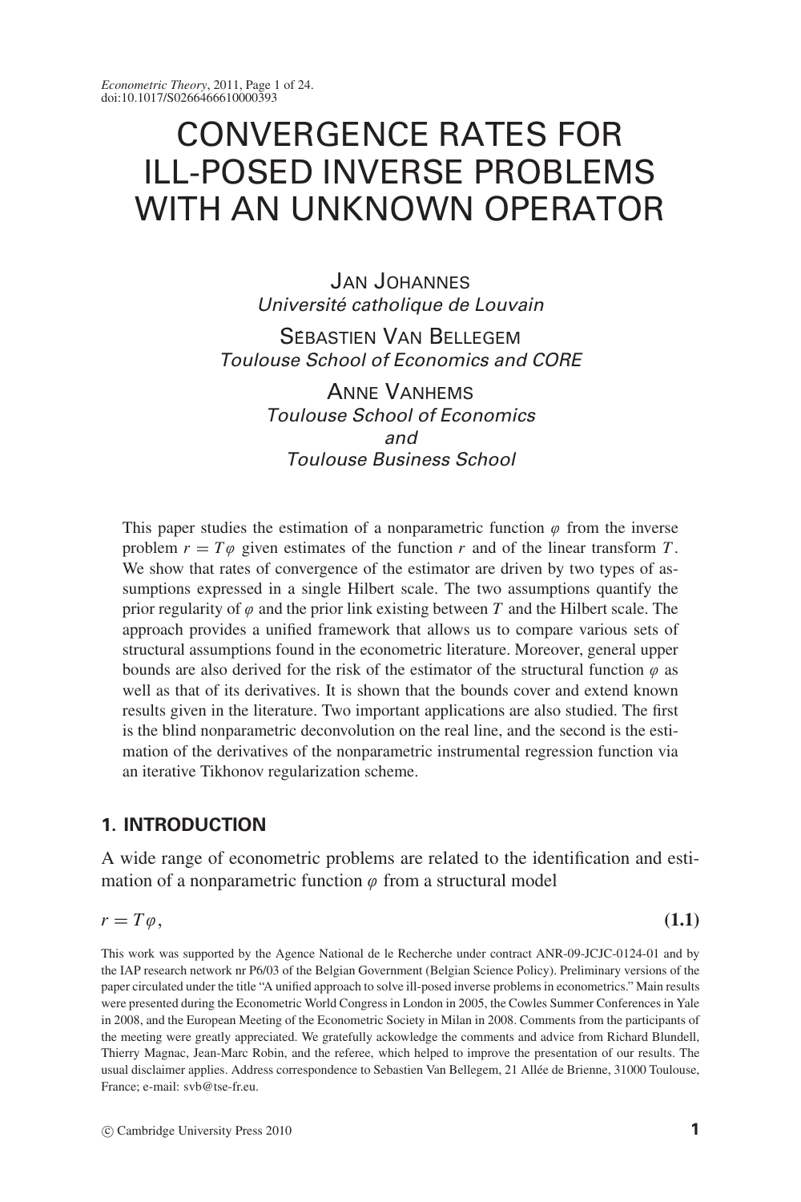# CONVERGENCE RATES FOR ILL-POSED INVERSE PROBLEMS WITH AN UNKNOWN OPERATOR

JAN JOHANNES
*Université catholique de Louvain*

SÉBASTIEN VAN BELLEGEM
*Toulouse School of Economics and CORE*

ANNE VANHEMS
*Toulouse School of Economics and Toulouse Business School*

This paper studies the estimation of a nonparametric function $\varphi$ from the inverse problem $r = T\varphi$ given estimates of the function $r$ and of the linear transform $T$. We show that rates of convergence of the estimator are driven by two types of assumptions expressed in a single Hilbert scale. The two assumptions quantify the prior regularity of $\varphi$ and the prior link existing between $T$ and the Hilbert scale. The approach provides a unified framework that allows us to compare various sets of structural assumptions found in the econometric literature. Moreover, general upper bounds are also derived for the risk of the estimator of the structural function $\varphi$ as well as that of its derivatives. It is shown that the bounds cover and extend known results given in the literature. Two important applications are also studied. The first is the blind nonparametric deconvolution on the real line, and the second is the estimation of the derivatives of the nonparametric instrumental regression function via an iterative Tikhonov regularization scheme.

## 1. INTRODUCTION

A wide range of econometric problems are related to the identification and estimation of a nonparametric function $\varphi$ from a structural model

$$r = T\varphi, \tag{1.1}$$

This work was supported by the Agence National de le Recherche under contract ANR-09-JCJC-0124-01 and by the IAP research network nr P6/03 of the Belgian Government (Belgian Science Policy). Preliminary versions of the paper circulated under the title "A unified approach to solve ill-posed inverse problems in econometrics." Main results were presented during the Econometric World Congress in London in 2005, the Cowles Summer Conferences in Yale in 2008, and the European Meeting of the Econometric Society in Milan in 2008. Comments from the participants of the meeting were greatly appreciated. We gratefully ackowledge the comments and advice from Richard Blundell, Thierry Magnac, Jean-Marc Robin, and the referee, which helped to improve the presentation of our results. The usual disclaimer applies. Address correspondence to Sebastien Van Bellegem, 21 Allée de Brienne, 31000 Toulouse, France; e-mail: svb@tse-fr.eu.

© Cambridge University Press 2010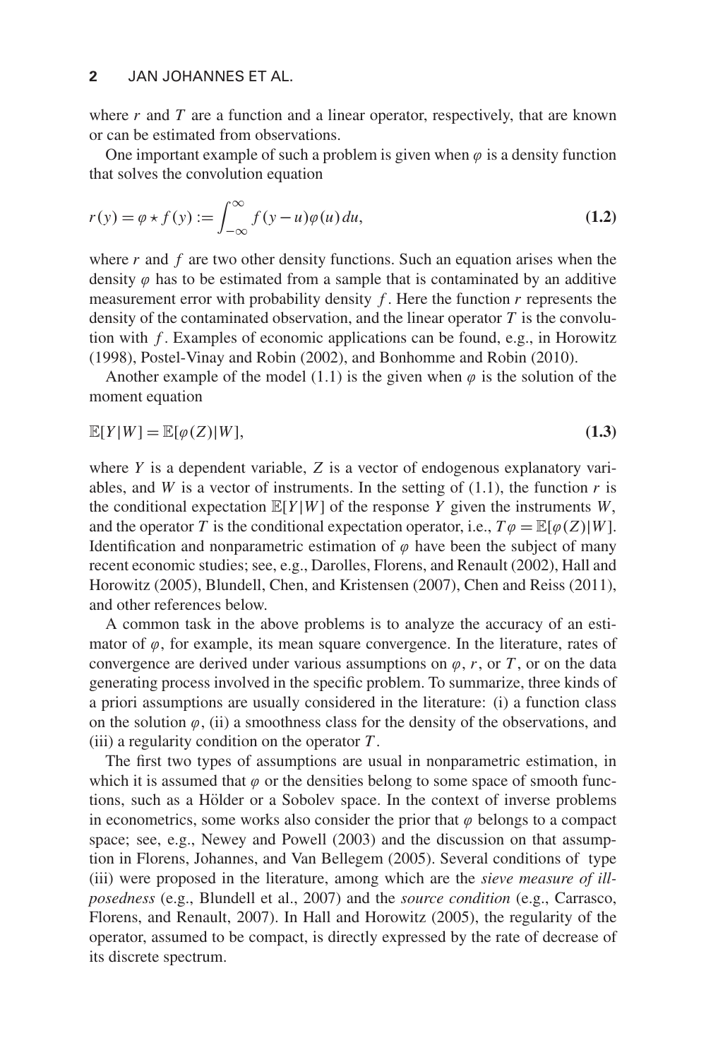where $r$ and $T$ are a function and a linear operator, respectively, that are known or can be estimated from observations.

One important example of such a problem is given when $\varphi$ is a density function that solves the convolution equation

$$r(y) = \varphi \star f(y) := \int_{-\infty}^{\infty} f(y-u)\varphi(u)\,du, \tag{1.2}$$

where $r$ and $f$ are two other density functions. Such an equation arises when the density $\varphi$ has to be estimated from a sample that is contaminated by an additive measurement error with probability density $f$. Here the function $r$ represents the density of the contaminated observation, and the linear operator $T$ is the convolution with $f$. Examples of economic applications can be found, e.g., in Horowitz (1998), Postel-Vinay and Robin (2002), and Bonhomme and Robin (2010).

Another example of the model (1.1) is the given when $\varphi$ is the solution of the moment equation

$$\mathbb{E}[Y|W] = \mathbb{E}[\varphi(Z)|W], \tag{1.3}$$

where $Y$ is a dependent variable, $Z$ is a vector of endogenous explanatory variables, and $W$ is a vector of instruments. In the setting of (1.1), the function $r$ is the conditional expectation $\mathbb{E}[Y|W]$ of the response $Y$ given the instruments $W$, and the operator $T$ is the conditional expectation operator, i.e., $T\varphi = \mathbb{E}[\varphi(Z)|W]$. Identification and nonparametric estimation of $\varphi$ have been the subject of many recent economic studies; see, e.g., Darolles, Florens, and Renault (2002), Hall and Horowitz (2005), Blundell, Chen, and Kristensen (2007), Chen and Reiss (2011), and other references below.

A common task in the above problems is to analyze the accuracy of an estimator of $\varphi$, for example, its mean square convergence. In the literature, rates of convergence are derived under various assumptions on $\varphi$, $r$, or $T$, or on the data generating process involved in the specific problem. To summarize, three kinds of a priori assumptions are usually considered in the literature: (i) a function class on the solution $\varphi$, (ii) a smoothness class for the density of the observations, and (iii) a regularity condition on the operator $T$.

The first two types of assumptions are usual in nonparametric estimation, in which it is assumed that $\varphi$ or the densities belong to some space of smooth functions, such as a Hölder or a Sobolev space. In the context of inverse problems in econometrics, some works also consider the prior that $\varphi$ belongs to a compact space; see, e.g., Newey and Powell (2003) and the discussion on that assumption in Florens, Johannes, and Van Bellegem (2005). Several conditions of type (iii) were proposed in the literature, among which are the *sieve measure of ill-posedness* (e.g., Blundell et al., 2007) and the *source condition* (e.g., Carrasco, Florens, and Renault, 2007). In Hall and Horowitz (2005), the regularity of the operator, assumed to be compact, is directly expressed by the rate of decrease of its discrete spectrum.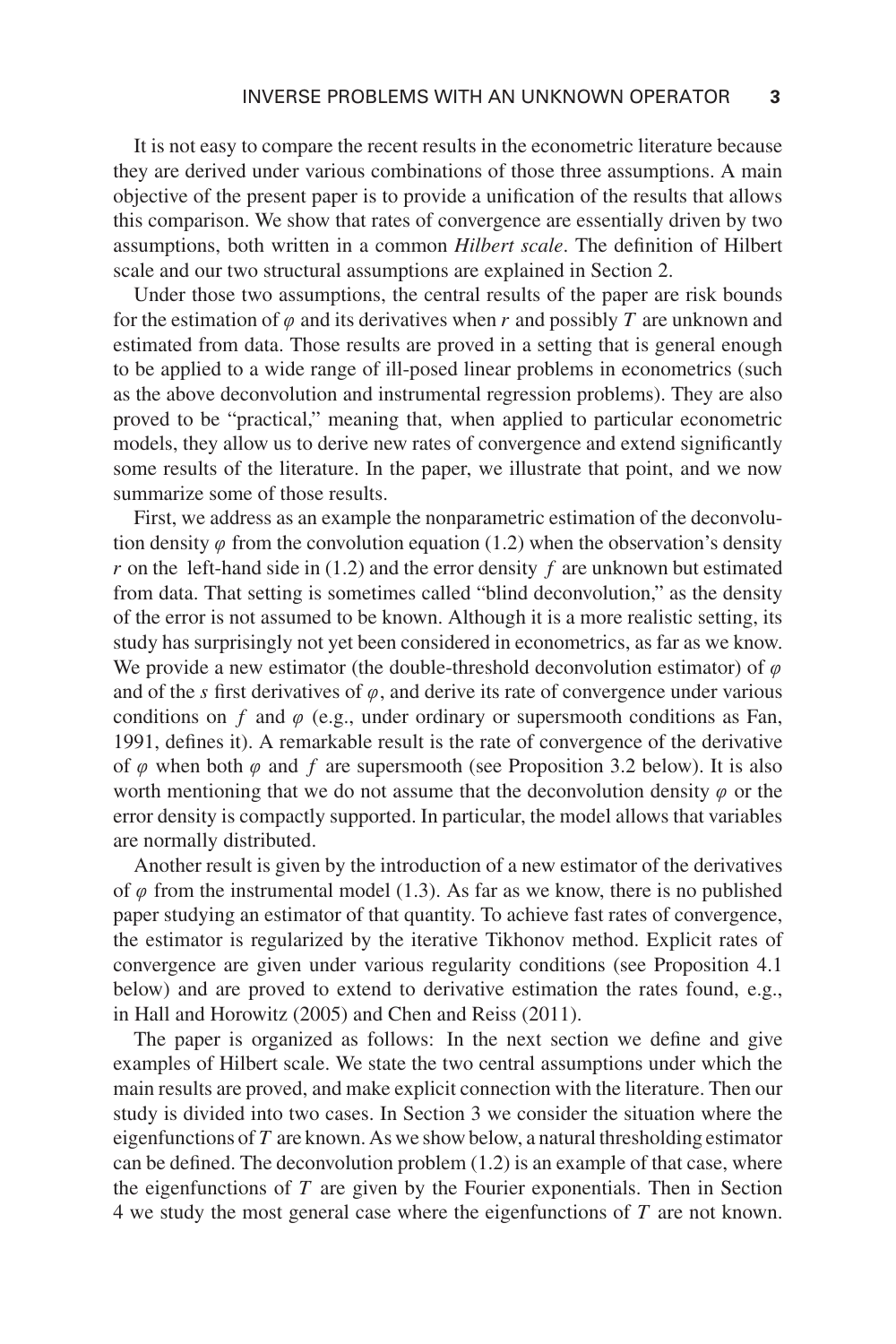It is not easy to compare the recent results in the econometric literature because they are derived under various combinations of those three assumptions. A main objective of the present paper is to provide a unification of the results that allows this comparison. We show that rates of convergence are essentially driven by two assumptions, both written in a common *Hilbert scale*. The definition of Hilbert scale and our two structural assumptions are explained in Section 2.

Under those two assumptions, the central results of the paper are risk bounds for the estimation of $\varphi$ and its derivatives when $r$ and possibly $T$ are unknown and estimated from data. Those results are proved in a setting that is general enough to be applied to a wide range of ill-posed linear problems in econometrics (such as the above deconvolution and instrumental regression problems). They are also proved to be "practical," meaning that, when applied to particular econometric models, they allow us to derive new rates of convergence and extend significantly some results of the literature. In the paper, we illustrate that point, and we now summarize some of those results.

First, we address as an example the nonparametric estimation of the deconvolution density $\varphi$ from the convolution equation (1.2) when the observation's density $r$ on the left-hand side in (1.2) and the error density $f$ are unknown but estimated from data. That setting is sometimes called "blind deconvolution," as the density of the error is not assumed to be known. Although it is a more realistic setting, its study has surprisingly not yet been considered in econometrics, as far as we know. We provide a new estimator (the double-threshold deconvolution estimator) of $\varphi$ and of the $s$ first derivatives of $\varphi$, and derive its rate of convergence under various conditions on $f$ and $\varphi$ (e.g., under ordinary or supersmooth conditions as Fan, 1991, defines it). A remarkable result is the rate of convergence of the derivative of $\varphi$ when both $\varphi$ and $f$ are supersmooth (see Proposition 3.2 below). It is also worth mentioning that we do not assume that the deconvolution density $\varphi$ or the error density is compactly supported. In particular, the model allows that variables are normally distributed.

Another result is given by the introduction of a new estimator of the derivatives of $\varphi$ from the instrumental model (1.3). As far as we know, there is no published paper studying an estimator of that quantity. To achieve fast rates of convergence, the estimator is regularized by the iterative Tikhonov method. Explicit rates of convergence are given under various regularity conditions (see Proposition 4.1 below) and are proved to extend to derivative estimation the rates found, e.g., in Hall and Horowitz (2005) and Chen and Reiss (2011).

The paper is organized as follows: In the next section we define and give examples of Hilbert scale. We state the two central assumptions under which the main results are proved, and make explicit connection with the literature. Then our study is divided into two cases. In Section 3 we consider the situation where the eigenfunctions of $T$ are known. As we show below, a natural thresholding estimator can be defined. The deconvolution problem (1.2) is an example of that case, where the eigenfunctions of $T$ are given by the Fourier exponentials. Then in Section 4 we study the most general case where the eigenfunctions of $T$ are not known.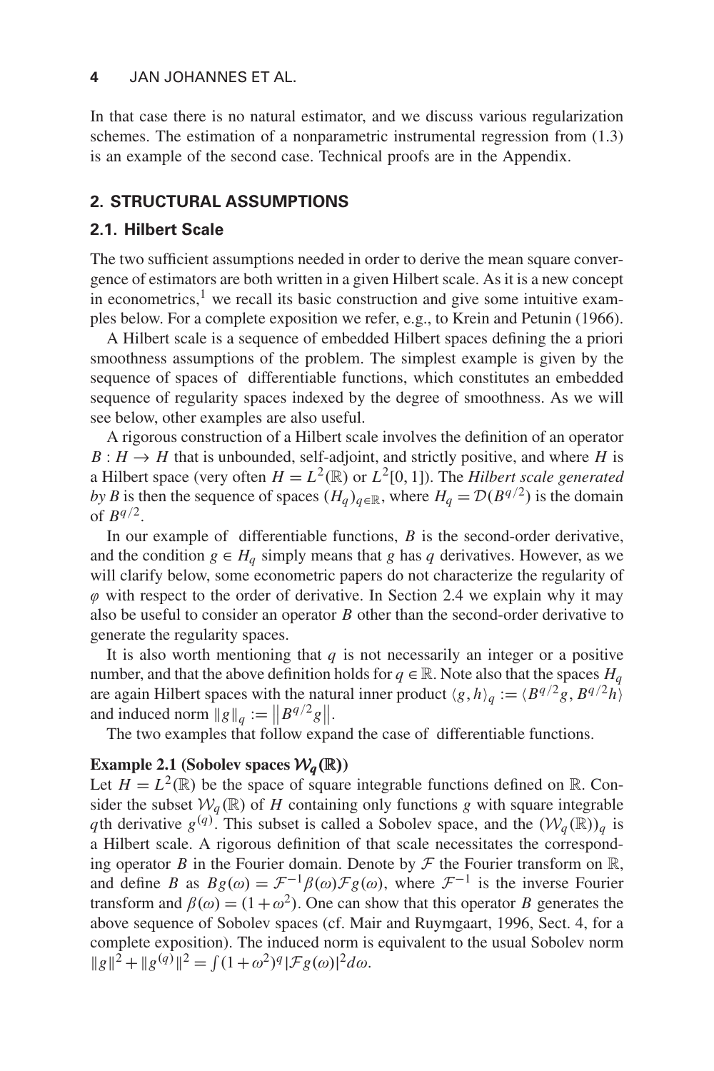In that case there is no natural estimator, and we discuss various regularization schemes. The estimation of a nonparametric instrumental regression from (1.3) is an example of the second case. Technical proofs are in the Appendix.

## 2. STRUCTURAL ASSUMPTIONS

### 2.1. Hilbert Scale

The two sufficient assumptions needed in order to derive the mean square convergence of estimators are both written in a given Hilbert scale. As it is a new concept in econometrics,[1] we recall its basic construction and give some intuitive examples below. For a complete exposition we refer, e.g., to Krein and Petunin (1966).

A Hilbert scale is a sequence of embedded Hilbert spaces defining the a priori smoothness assumptions of the problem. The simplest example is given by the sequence of spaces of differentiable functions, which constitutes an embedded sequence of regularity spaces indexed by the degree of smoothness. As we will see below, other examples are also useful.

A rigorous construction of a Hilbert scale involves the definition of an operator $B : H \to H$ that is unbounded, self-adjoint, and strictly positive, and where $H$ is a Hilbert space (very often $H = L^2(\mathbb{R})$ or $L^2[0,1]$). The *Hilbert scale generated by* $B$ is then the sequence of spaces $(H_q)_{q \in \mathbb{R}}$, where $H_q = \mathcal{D}(B^{q/2})$ is the domain of $B^{q/2}$.

In our example of differentiable functions, $B$ is the second-order derivative, and the condition $g \in H_q$ simply means that $g$ has $q$ derivatives. However, as we will clarify below, some econometric papers do not characterize the regularity of $\varphi$ with respect to the order of derivative. In Section 2.4 we explain why it may also be useful to consider an operator $B$ other than the second-order derivative to generate the regularity spaces.

It is also worth mentioning that $q$ is not necessarily an integer or a positive number, and that the above definition holds for $q \in \mathbb{R}$. Note also that the spaces $H_q$ are again Hilbert spaces with the natural inner product $\langle g, h \rangle_q := \langle B^{q/2} g, B^{q/2} h \rangle$ and induced norm $\|g\|_q := \left\| B^{q/2} g \right\|$.

The two examples that follow expand the case of differentiable functions.

**Example 2.1 (Sobolev spaces $\mathcal{W}_q(\mathbb{R})$)**
Let $H = L^2(\mathbb{R})$ be the space of square integrable functions defined on $\mathbb{R}$. Consider the subset $\mathcal{W}_q(\mathbb{R})$ of $H$ containing only functions $g$ with square integrable $q$th derivative $g^{(q)}$. This subset is called a Sobolev space, and the $(\mathcal{W}_q(\mathbb{R}))_q$ is a Hilbert scale. A rigorous definition of that scale necessitates the corresponding operator $B$ in the Fourier domain. Denote by $\mathcal{F}$ the Fourier transform on $\mathbb{R}$, and define $B$ as $Bg(\omega) = \mathcal{F}^{-1}\beta(\omega)\mathcal{F}g(\omega)$, where $\mathcal{F}^{-1}$ is the inverse Fourier transform and $\beta(\omega) = (1+\omega^2)$. One can show that this operator $B$ generates the above sequence of Sobolev spaces (cf. Mair and Ruymgaart, 1996, Sect. 4, for a complete exposition). The induced norm is equivalent to the usual Sobolev norm $\|g\|^2 + \|g^{(q)}\|^2 = \int (1+\omega^2)^q |\mathcal{F}g(\omega)|^2 d\omega$.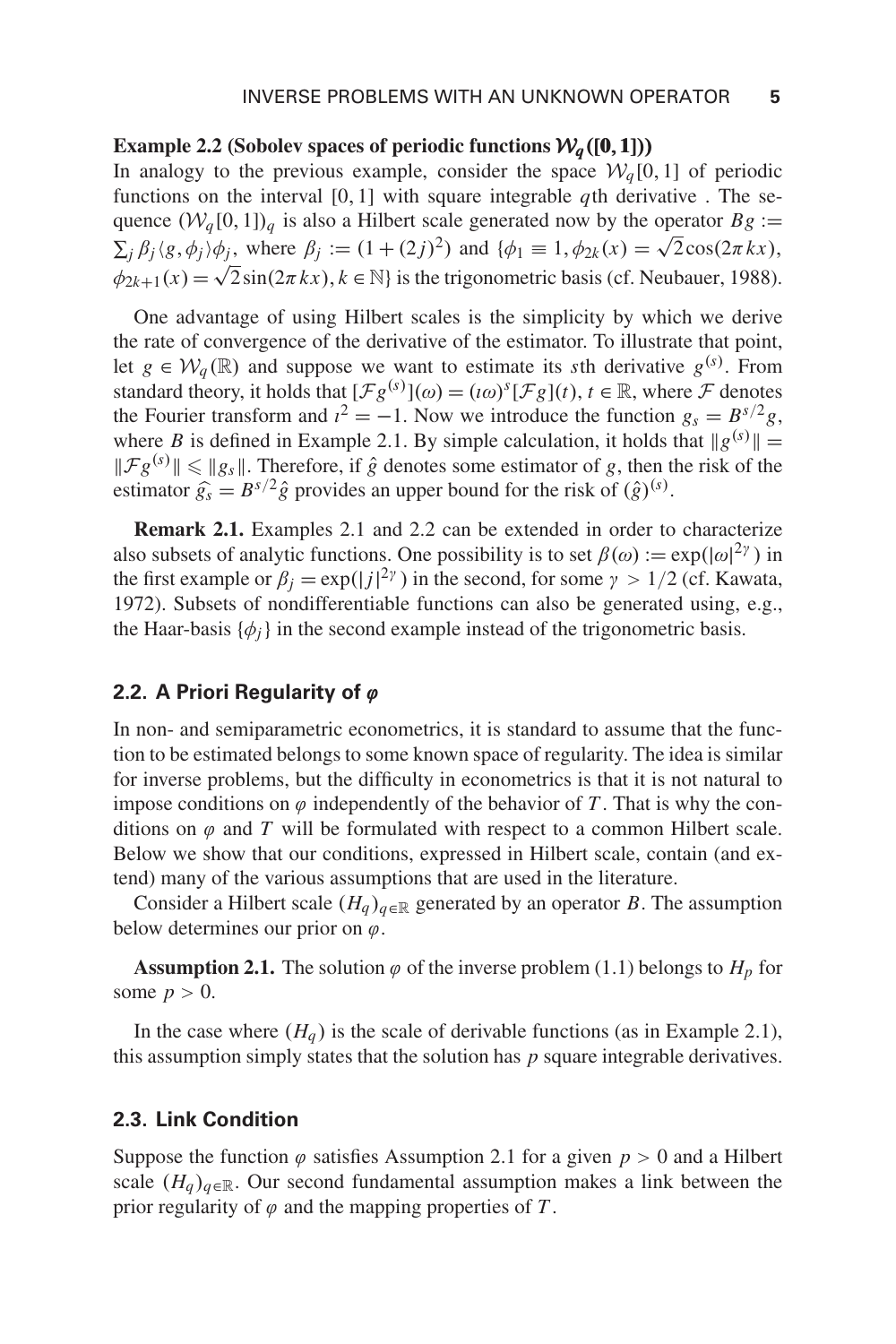**Example 2.2 (Sobolev spaces of periodic functions $\mathcal{W}_q([0,1])$)**
In analogy to the previous example, consider the space $\mathcal{W}_q[0,1]$ of periodic functions on the interval $[0,1]$ with square integrable $q$th derivative . The sequence $(\mathcal{W}_q[0,1])_q$ is also a Hilbert scale generated now by the operator $Bg := \sum_j \beta_j \langle g, \phi_j \rangle \phi_j$, where $\beta_j := (1+(2j)^2)$ and $\{\phi_1 \equiv 1, \phi_{2k}(x) = \sqrt{2}\cos(2\pi kx), \phi_{2k+1}(x) = \sqrt{2}\sin(2\pi kx), k \in \mathbb{N}\}$ is the trigonometric basis (cf. Neubauer, 1988).

One advantage of using Hilbert scales is the simplicity by which we derive the rate of convergence of the derivative of the estimator. To illustrate that point, let $g \in \mathcal{W}_q(\mathbb{R})$ and suppose we want to estimate its $s$th derivative $g^{(s)}$. From standard theory, it holds that $[\mathcal{F}g^{(s)}](\omega) = (\imath\omega)^s[\mathcal{F}g](t)$, $t \in \mathbb{R}$, where $\mathcal{F}$ denotes the Fourier transform and $\imath^2 = -1$. Now we introduce the function $g_s = B^{s/2}g$, where $B$ is defined in Example 2.1. By simple calculation, it holds that $\|g^{(s)}\| = \|\mathcal{F}g^{(s)}\| \leqslant \|g_s\|$. Therefore, if $\hat{g}$ denotes some estimator of $g$, then the risk of the estimator $\widehat{g_s} = B^{s/2}\hat{g}$ provides an upper bound for the risk of $(\hat{g})^{(s)}$.

**Remark 2.1.** Examples 2.1 and 2.2 can be extended in order to characterize also subsets of analytic functions. One possibility is to set $\beta(\omega) := \exp(|\omega|^{2\gamma})$ in the first example or $\beta_j = \exp(|j|^{2\gamma})$ in the second, for some $\gamma > 1/2$ (cf. Kawata, 1972). Subsets of nondifferentiable functions can also be generated using, e.g., the Haar-basis $\{\phi_j\}$ in the second example instead of the trigonometric basis.

## 2.2. A Priori Regularity of $\varphi$

In non- and semiparametric econometrics, it is standard to assume that the function to be estimated belongs to some known space of regularity. The idea is similar for inverse problems, but the difficulty in econometrics is that it is not natural to impose conditions on $\varphi$ independently of the behavior of $T$. That is why the conditions on $\varphi$ and $T$ will be formulated with respect to a common Hilbert scale. Below we show that our conditions, expressed in Hilbert scale, contain (and extend) many of the various assumptions that are used in the literature.

Consider a Hilbert scale $(H_q)_{q\in\mathbb{R}}$ generated by an operator $B$. The assumption below determines our prior on $\varphi$.

**Assumption 2.1.** The solution $\varphi$ of the inverse problem (1.1) belongs to $H_p$ for some $p > 0$.

In the case where $(H_q)$ is the scale of derivable functions (as in Example 2.1), this assumption simply states that the solution has $p$ square integrable derivatives.

## 2.3. Link Condition

Suppose the function $\varphi$ satisfies Assumption 2.1 for a given $p > 0$ and a Hilbert scale $(H_q)_{q\in\mathbb{R}}$. Our second fundamental assumption makes a link between the prior regularity of $\varphi$ and the mapping properties of $T$.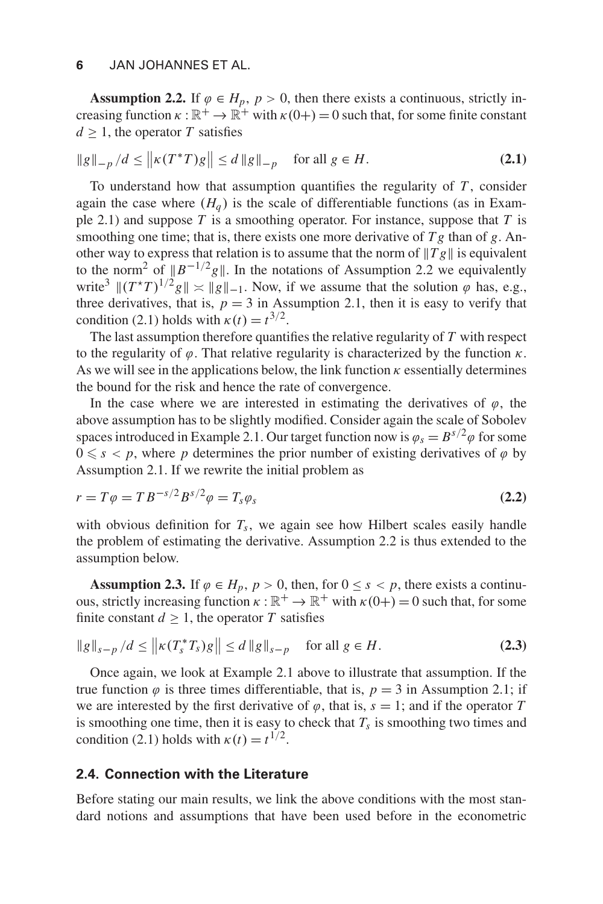**Assumption 2.2.** If $\varphi \in H_p$, $p > 0$, then there exists a continuous, strictly increasing function $\kappa : \mathbb{R}^+ \to \mathbb{R}^+$ with $\kappa(0+) = 0$ such that, for some finite constant $d \geq 1$, the operator $T$ satisfies

$$\|g\|_{-p} / d \leq \left\|\kappa(T^*T)g\right\| \leq d \|g\|_{-p} \quad \text{for all } g \in H. \tag{2.1}$$

To understand how that assumption quantifies the regularity of $T$, consider again the case where $(H_q)$ is the scale of differentiable functions (as in Example 2.1) and suppose $T$ is a smoothing operator. For instance, suppose that $T$ is smoothing one time; that is, there exists one more derivative of $Tg$ than of $g$. Another way to express that relation is to assume that the norm of $\|Tg\|$ is equivalent to the norm[2] of $\|B^{-1/2}g\|$. In the notations of Assumption 2.2 we equivalently write[3] $\|(T^{\star}T)^{1/2}g\| \asymp \|g\|_{-1}$. Now, if we assume that the solution $\varphi$ has, e.g., three derivatives, that is, $p = 3$ in Assumption 2.1, then it is easy to verify that condition (2.1) holds with $\kappa(t) = t^{3/2}$.

The last assumption therefore quantifies the relative regularity of $T$ with respect to the regularity of $\varphi$. That relative regularity is characterized by the function $\kappa$. As we will see in the applications below, the link function $\kappa$ essentially determines the bound for the risk and hence the rate of convergence.

In the case where we are interested in estimating the derivatives of $\varphi$, the above assumption has to be slightly modified. Consider again the scale of Sobolev spaces introduced in Example 2.1. Our target function now is $\varphi_s = B^{s/2}\varphi$ for some $0 \leqslant s < p$, where $p$ determines the prior number of existing derivatives of $\varphi$ by Assumption 2.1. If we rewrite the initial problem as

$$r = T\varphi = TB^{-s/2}B^{s/2}\varphi = T_s\varphi_s \tag{2.2}$$

with obvious definition for $T_s$, we again see how Hilbert scales easily handle the problem of estimating the derivative. Assumption 2.2 is thus extended to the assumption below.

**Assumption 2.3.** If $\varphi \in H_p$, $p > 0$, then, for $0 \leq s < p$, there exists a continuous, strictly increasing function $\kappa : \mathbb{R}^+ \to \mathbb{R}^+$ with $\kappa(0+) = 0$ such that, for some finite constant $d \geq 1$, the operator $T$ satisfies

$$\|g\|_{s-p} / d \leq \left\|\kappa(T_s^*T_s)g\right\| \leq d \|g\|_{s-p} \quad \text{for all } g \in H. \tag{2.3}$$

Once again, we look at Example 2.1 above to illustrate that assumption. If the true function $\varphi$ is three times differentiable, that is, $p = 3$ in Assumption 2.1; if we are interested by the first derivative of $\varphi$, that is, $s = 1$; and if the operator $T$ is smoothing one time, then it is easy to check that $T_s$ is smoothing two times and condition (2.1) holds with $\kappa(t) = t^{1/2}$.

### 2.4. Connection with the Literature

Before stating our main results, we link the above conditions with the most standard notions and assumptions that have been used before in the econometric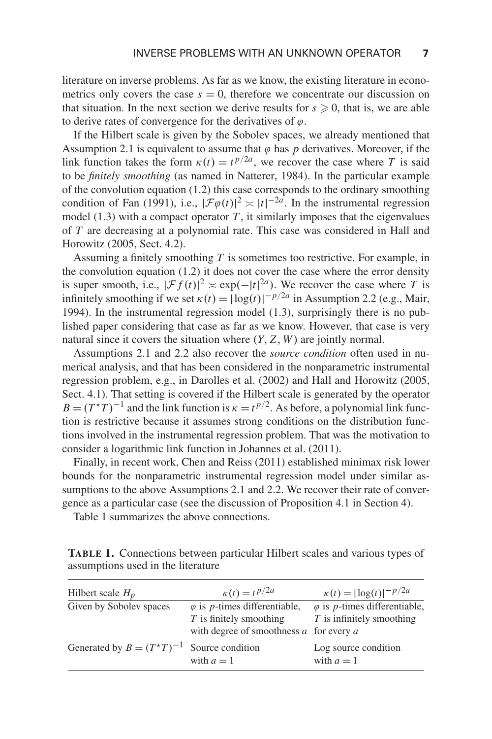literature on inverse problems. As far as we know, the existing literature in econometrics only covers the case $s = 0$, therefore we concentrate our discussion on that situation. In the next section we derive results for $s \geqslant 0$, that is, we are able to derive rates of convergence for the derivatives of $\varphi$.

If the Hilbert scale is given by the Sobolev spaces, we already mentioned that Assumption 2.1 is equivalent to assume that $\varphi$ has $p$ derivatives. Moreover, if the link function takes the form $\kappa(t) = t^{p/2a}$, we recover the case where $T$ is said to be *finitely smoothing* (as named in Natterer, 1984). In the particular example of the convolution equation (1.2) this case corresponds to the ordinary smoothing condition of Fan (1991), i.e., $|\mathcal{F}\varphi(t)|^2 \asymp |t|^{-2a}$. In the instrumental regression model (1.3) with a compact operator $T$, it similarly imposes that the eigenvalues of $T$ are decreasing at a polynomial rate. This case was considered in Hall and Horowitz (2005, Sect. 4.2).

Assuming a finitely smoothing $T$ is sometimes too restrictive. For example, in the convolution equation (1.2) it does not cover the case where the error density is super smooth, i.e., $|\mathcal{F}f(t)|^2 \asymp \exp(-|t|^{2a})$. We recover the case where $T$ is infinitely smoothing if we set $\kappa(t) = |\log(t)|^{-p/2a}$ in Assumption 2.2 (e.g., Mair, 1994). In the instrumental regression model (1.3), surprisingly there is no published paper considering that case as far as we know. However, that case is very natural since it covers the situation where $(Y, Z, W)$ are jointly normal.

Assumptions 2.1 and 2.2 also recover the *source condition* often used in numerical analysis, and that has been considered in the nonparametric instrumental regression problem, e.g., in Darolles et al. (2002) and Hall and Horowitz (2005, Sect. 4.1). That setting is covered if the Hilbert scale is generated by the operator $B = (T^\star T)^{-1}$ and the link function is $\kappa = t^{p/2}$. As before, a polynomial link function is restrictive because it assumes strong conditions on the distribution functions involved in the instrumental regression problem. That was the motivation to consider a logarithmic link function in Johannes et al. (2011).

Finally, in recent work, Chen and Reiss (2011) established minimax risk lower bounds for the nonparametric instrumental regression model under similar assumptions to the above Assumptions 2.1 and 2.2. We recover their rate of convergence as a particular case (see the discussion of Proposition 4.1 in Section 4).

Table 1 summarizes the above connections.

**TABLE 1.** Connections between particular Hilbert scales and various types of assumptions used in the literature

| Hilbert scale $H_p$ | $\kappa(t) = t^{p/2a}$ | $\kappa(t) = \lvert\log(t)\rvert^{-p/2a}$ |
|---|---|---|
| Given by Sobolev spaces | $\varphi$ is $p$-times differentiable, $T$ is finitely smoothing with degree of smoothness $a$ | $\varphi$ is $p$-times differentiable, $T$ is infinitely smoothing for every $a$ |
| Generated by $B = (T^\star T)^{-1}$ | Source condition with $a = 1$ | Log source condition with $a = 1$ |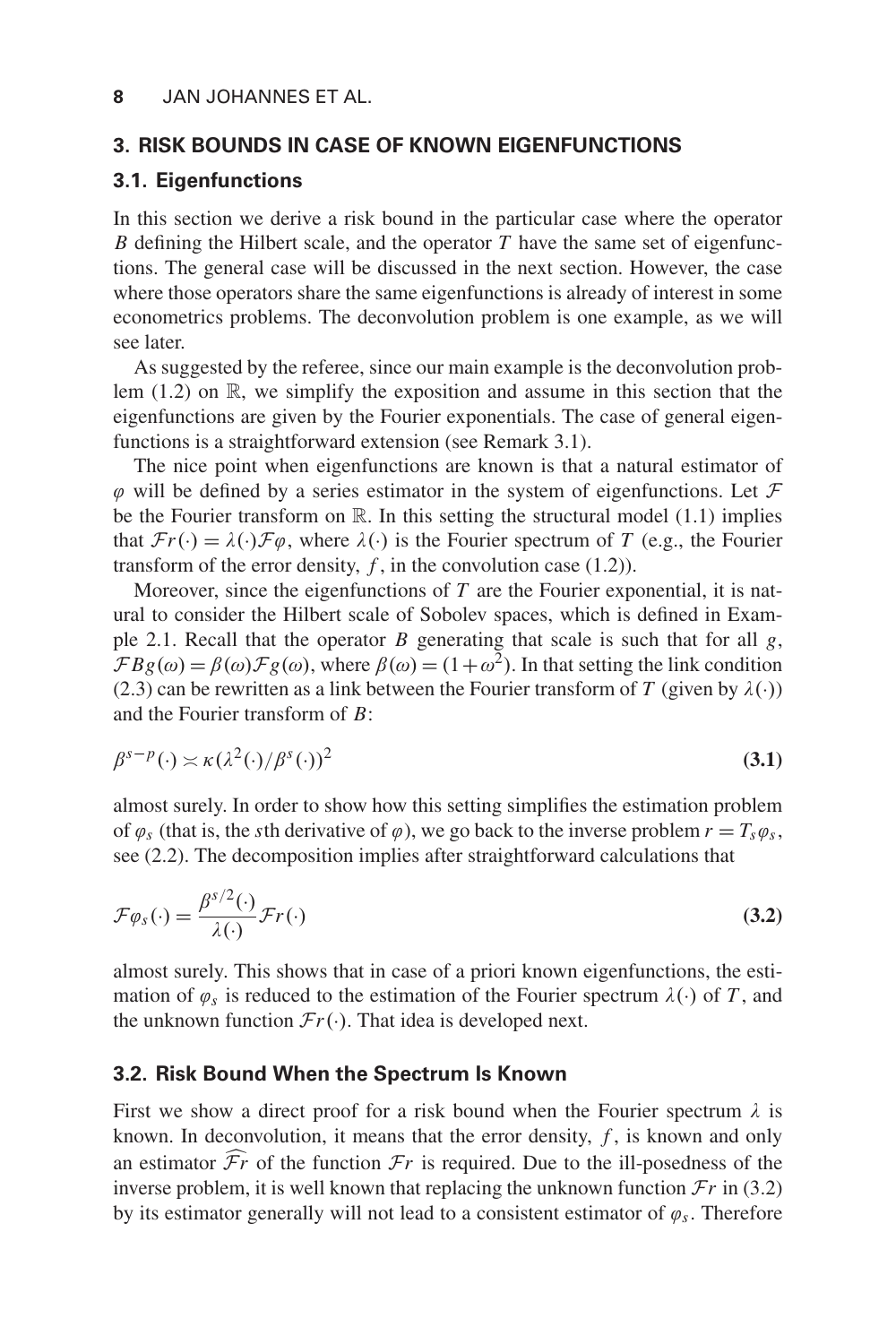## 3. RISK BOUNDS IN CASE OF KNOWN EIGENFUNCTIONS

### 3.1. Eigenfunctions

In this section we derive a risk bound in the particular case where the operator $B$ defining the Hilbert scale, and the operator $T$ have the same set of eigenfunctions. The general case will be discussed in the next section. However, the case where those operators share the same eigenfunctions is already of interest in some econometrics problems. The deconvolution problem is one example, as we will see later.

As suggested by the referee, since our main example is the deconvolution problem (1.2) on $\mathbb{R}$, we simplify the exposition and assume in this section that the eigenfunctions are given by the Fourier exponentials. The case of general eigenfunctions is a straightforward extension (see Remark 3.1).

The nice point when eigenfunctions are known is that a natural estimator of $\varphi$ will be defined by a series estimator in the system of eigenfunctions. Let $\mathcal{F}$ be the Fourier transform on $\mathbb{R}$. In this setting the structural model (1.1) implies that $\mathcal{F}r(\cdot) = \lambda(\cdot)\mathcal{F}\varphi$, where $\lambda(\cdot)$ is the Fourier spectrum of $T$ (e.g., the Fourier transform of the error density, $f$, in the convolution case (1.2)).

Moreover, since the eigenfunctions of $T$ are the Fourier exponential, it is natural to consider the Hilbert scale of Sobolev spaces, which is defined in Example 2.1. Recall that the operator $B$ generating that scale is such that for all $g$, $\mathcal{F}Bg(\omega) = \beta(\omega)\mathcal{F}g(\omega)$, where $\beta(\omega) = (1+\omega^2)$. In that setting the link condition (2.3) can be rewritten as a link between the Fourier transform of $T$ (given by $\lambda(\cdot)$) and the Fourier transform of $B$:

$$\beta^{s-p}(\cdot) \asymp \kappa(\lambda^2(\cdot)/\beta^s(\cdot))^2 \tag{3.1}$$

almost surely. In order to show how this setting simplifies the estimation problem of $\varphi_s$ (that is, the $s$th derivative of $\varphi$), we go back to the inverse problem $r = T_s\varphi_s$, see (2.2). The decomposition implies after straightforward calculations that

$$\mathcal{F}\varphi_s(\cdot) = \frac{\beta^{s/2}(\cdot)}{\lambda(\cdot)}\mathcal{F}r(\cdot) \tag{3.2}$$

almost surely. This shows that in case of a priori known eigenfunctions, the estimation of $\varphi_s$ is reduced to the estimation of the Fourier spectrum $\lambda(\cdot)$ of $T$, and the unknown function $\mathcal{F}r(\cdot)$. That idea is developed next.

### 3.2. Risk Bound When the Spectrum Is Known

First we show a direct proof for a risk bound when the Fourier spectrum $\lambda$ is known. In deconvolution, it means that the error density, $f$, is known and only an estimator $\widehat{\mathcal{F}r}$ of the function $\mathcal{F}r$ is required. Due to the ill-posedness of the inverse problem, it is well known that replacing the unknown function $\mathcal{F}r$ in (3.2) by its estimator generally will not lead to a consistent estimator of $\varphi_s$. Therefore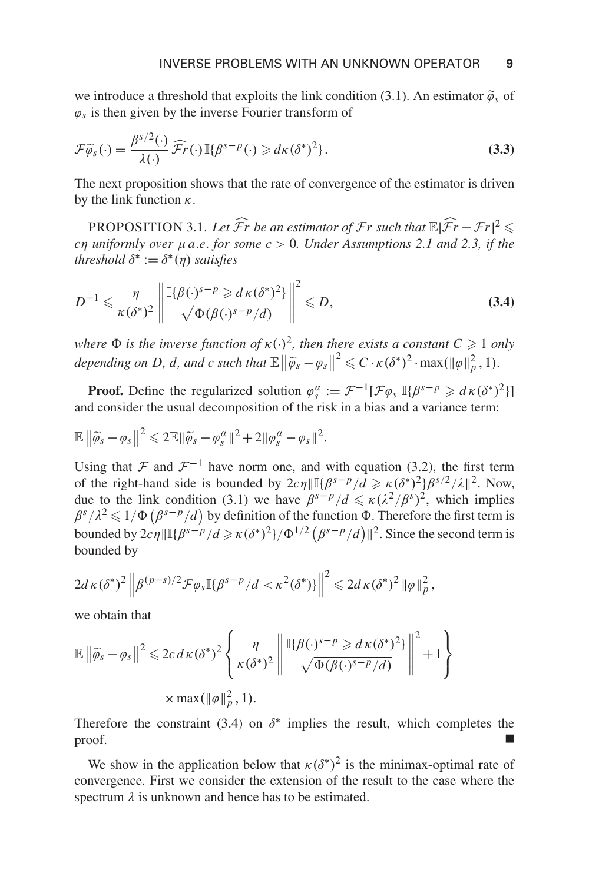we introduce a threshold that exploits the link condition (3.1). An estimator $\widetilde{\varphi}_s$ of $\varphi_s$ is then given by the inverse Fourier transform of

$$\mathcal{F}\widetilde{\varphi}_s(\cdot) = \frac{\beta^{s/2}(\cdot)}{\lambda(\cdot)}\widehat{\mathcal{F}r}(\cdot)\mathbb{I}\{\beta^{s-p}(\cdot) \geqslant d\kappa(\delta^*)^2\}. \tag{3.3}$$

The next proposition shows that the rate of convergence of the estimator is driven by the link function $\kappa$.

PROPOSITION 3.1. *Let $\widehat{\mathcal{F}r}$ be an estimator of $\mathcal{F}r$ such that $\mathbb{E}|\widehat{\mathcal{F}r} - \mathcal{F}r|^2 \leqslant c\eta$ uniformly over $\mu$ a.e. for some $c > 0$. Under Assumptions 2.1 and 2.3, if the threshold $\delta^* := \delta^*(\eta)$ satisfies*

$$D^{-1} \leqslant \frac{\eta}{\kappa(\delta^*)^2}\left\|\frac{\mathbb{I}\{\beta(\cdot)^{s-p} \geqslant d\kappa(\delta^*)^2\}}{\sqrt{\Phi(\beta(\cdot)^{s-p}/d)}}\right\|^2 \leqslant D, \tag{3.4}$$

*where $\Phi$ is the inverse function of $\kappa(\cdot)^2$, then there exists a constant $C \geqslant 1$ only depending on D, d, and c such that $\mathbb{E}\left\|\widetilde{\varphi}_s - \varphi_s\right\|^2 \leqslant C \cdot \kappa(\delta^*)^2 \cdot \max(\|\varphi\|_p^2, 1)$.*

**Proof.** Define the regularized solution $\varphi_s^\alpha := \mathcal{F}^{-1}[\mathcal{F}\varphi_s\, \mathbb{I}\{\beta^{s-p} \geqslant d\kappa(\delta^*)^2\}]$ and consider the usual decomposition of the risk in a bias and a variance term:

$$\mathbb{E}\left\|\widetilde{\varphi}_s - \varphi_s\right\|^2 \leqslant 2\mathbb{E}\|\widetilde{\varphi}_s - \varphi_s^\alpha\|^2 + 2\|\varphi_s^\alpha - \varphi_s\|^2.$$

Using that $\mathcal{F}$ and $\mathcal{F}^{-1}$ have norm one, and with equation (3.2), the first term of the right-hand side is bounded by $2c\eta\|\mathbb{I}\{\beta^{s-p}/d \geqslant \kappa(\delta^*)^2\}\beta^{s/2}/\lambda\|^2$. Now, due to the link condition (3.1) we have $\beta^{s-p}/d \leqslant \kappa(\lambda^2/\beta^s)^2$, which implies $\beta^s/\lambda^2 \leqslant 1/\Phi\left(\beta^{s-p}/d\right)$ by definition of the function $\Phi$. Therefore the first term is bounded by $2c\eta\|\mathbb{I}\{\beta^{s-p}/d \geqslant \kappa(\delta^*)^2\}/\Phi^{1/2}\left(\beta^{s-p}/d\right)\|^2$. Since the second term is bounded by

$$2d\kappa(\delta^*)^2\left\|\beta^{(p-s)/2}\mathcal{F}\varphi_s\mathbb{I}\{\beta^{s-p}/d < \kappa^2(\delta^*)\}\right\|^2 \leqslant 2d\kappa(\delta^*)^2\|\varphi\|_p^2,$$

we obtain that

$$\mathbb{E}\left\|\widetilde{\varphi}_s - \varphi_s\right\|^2 \leqslant 2c\,d\,\kappa(\delta^*)^2\left\{\frac{\eta}{\kappa(\delta^*)^2}\left\|\frac{\mathbb{I}\{\beta(\cdot)^{s-p} \geqslant d\kappa(\delta^*)^2\}}{\sqrt{\Phi(\beta(\cdot)^{s-p}/d)}}\right\|^2 + 1\right\}$$
$$\times \max(\|\varphi\|_p^2, 1).$$

Therefore the constraint (3.4) on $\delta^*$ implies the result, which completes the proof. ∎

We show in the application below that $\kappa(\delta^*)^2$ is the minimax-optimal rate of convergence. First we consider the extension of the result to the case where the spectrum $\lambda$ is unknown and hence has to be estimated.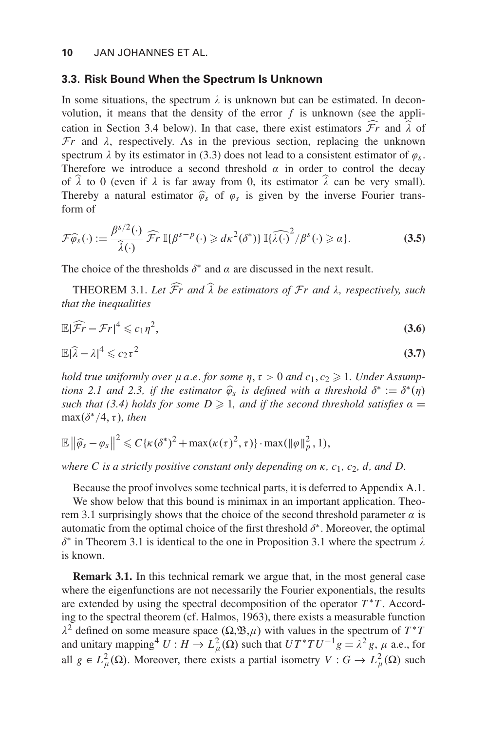### 3.3. Risk Bound When the Spectrum Is Unknown

In some situations, the spectrum $\lambda$ is unknown but can be estimated. In deconvolution, it means that the density of the error $f$ is unknown (see the application in Section 3.4 below). In that case, there exist estimators $\widehat{\mathcal{F}r}$ and $\widehat{\lambda}$ of $\mathcal{F}r$ and $\lambda$, respectively. As in the previous section, replacing the unknown spectrum $\lambda$ by its estimator in (3.3) does not lead to a consistent estimator of $\varphi_s$. Therefore we introduce a second threshold $\alpha$ in order to control the decay of $\widehat{\lambda}$ to 0 (even if $\lambda$ is far away from 0, its estimator $\widehat{\lambda}$ can be very small). Thereby a natural estimator $\widehat{\varphi}_s$ of $\varphi_s$ is given by the inverse Fourier transform of

$$\mathcal{F}\widehat{\varphi}_s(\cdot) := \frac{\beta^{s/2}(\cdot)}{\widehat{\lambda}(\cdot)} \widehat{\mathcal{F}r}\, \mathbb{I}\{\beta^{s-p}(\cdot) \geqslant d\kappa^2(\delta^*)\}\, \mathbb{I}\{\widehat{\lambda(\cdot)}^2/\beta^s(\cdot) \geqslant \alpha\}. \tag{3.5}$$

The choice of the thresholds $\delta^*$ and $\alpha$ are discussed in the next result.

THEOREM 3.1. *Let $\widehat{\mathcal{F}r}$ and $\widehat{\lambda}$ be estimators of $\mathcal{F}r$ and $\lambda$, respectively, such that the inequalities*

$$\mathbb{E}|\widehat{\mathcal{F}r} - \mathcal{F}r|^4 \leqslant c_1\eta^2, \tag{3.6}$$

$$\mathbb{E}|\widehat{\lambda} - \lambda|^4 \leqslant c_2\tau^2 \tag{3.7}$$

*hold true uniformly over $\mu$ a.e. for some $\eta, \tau > 0$ and $c_1, c_2 \geqslant 1$. Under Assumptions 2.1 and 2.3, if the estimator $\widehat{\varphi}_s$ is defined with a threshold $\delta^* := \delta^*(\eta)$ such that (3.4) holds for some $D \geqslant 1$, and if the second threshold satisfies $\alpha = \max(\delta^*/4, \tau)$, then*

$$\mathbb{E}\left\|\widehat{\varphi}_s - \varphi_s\right\|^2 \leqslant C\{\kappa(\delta^*)^2 + \max(\kappa(\tau)^2, \tau)\} \cdot \max(\|\varphi\|_p^2, 1),$$

*where $C$ is a strictly positive constant only depending on $\kappa$, $c_1$, $c_2$, $d$, and $D$.*

Because the proof involves some technical parts, it is deferred to Appendix A.1.

We show below that this bound is minimax in an important application. Theorem 3.1 surprisingly shows that the choice of the second threshold parameter $\alpha$ is automatic from the optimal choice of the first threshold $\delta^*$. Moreover, the optimal $\delta^*$ in Theorem 3.1 is identical to the one in Proposition 3.1 where the spectrum $\lambda$ is known.

**Remark 3.1.** In this technical remark we argue that, in the most general case where the eigenfunctions are not necessarily the Fourier exponentials, the results are extended by using the spectral decomposition of the operator $T^*T$. According to the spectral theorem (cf. Halmos, 1963), there exists a measurable function $\lambda^2$ defined on some measure space $(\Omega,\mathfrak{B},\mu)$ with values in the spectrum of $T^*T$ and unitary mapping[4] $U : H \to L^2_\mu(\Omega)$ such that $UT^*TU^{-1}g = \lambda^2 g$, $\mu$ a.e., for all $g \in L^2_\mu(\Omega)$. Moreover, there exists a partial isometry $V : G \to L^2_\mu(\Omega)$ such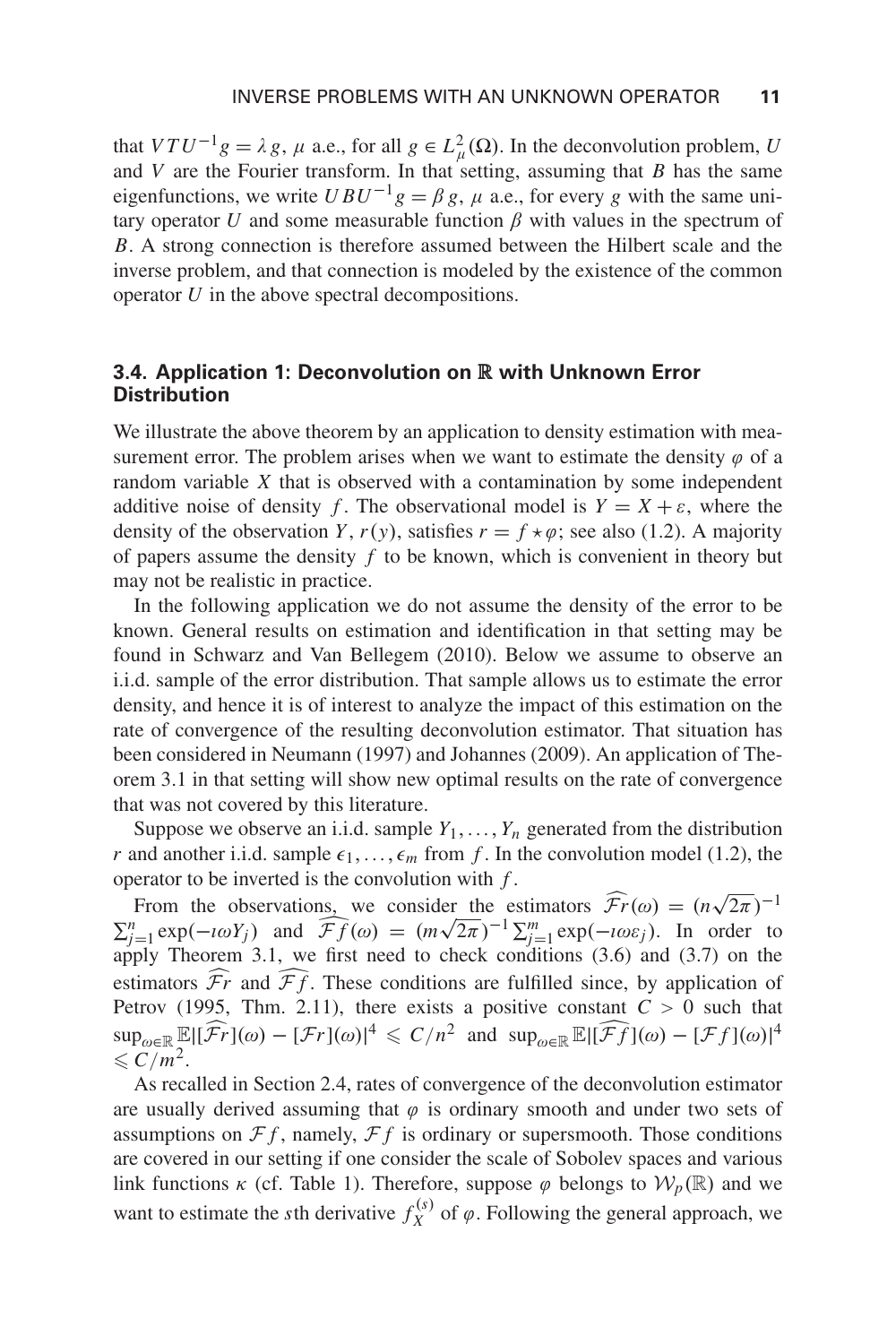that $VTU^{-1}g = \lambda g$, $\mu$ a.e., for all $g \in L^2_\mu(\Omega)$. In the deconvolution problem, $U$ and $V$ are the Fourier transform. In that setting, assuming that $B$ has the same eigenfunctions, we write $UBU^{-1}g = \beta g$, $\mu$ a.e., for every $g$ with the same unitary operator $U$ and some measurable function $\beta$ with values in the spectrum of $B$. A strong connection is therefore assumed between the Hilbert scale and the inverse problem, and that connection is modeled by the existence of the common operator $U$ in the above spectral decompositions.

### 3.4. Application 1: Deconvolution on $\mathbb{R}$ with Unknown Error Distribution

We illustrate the above theorem by an application to density estimation with measurement error. The problem arises when we want to estimate the density $\varphi$ of a random variable $X$ that is observed with a contamination by some independent additive noise of density $f$. The observational model is $Y = X + \varepsilon$, where the density of the observation $Y$, $r(y)$, satisfies $r = f \star \varphi$; see also (1.2). A majority of papers assume the density $f$ to be known, which is convenient in theory but may not be realistic in practice.

In the following application we do not assume the density of the error to be known. General results on estimation and identification in that setting may be found in Schwarz and Van Bellegem (2010). Below we assume to observe an i.i.d. sample of the error distribution. That sample allows us to estimate the error density, and hence it is of interest to analyze the impact of this estimation on the rate of convergence of the resulting deconvolution estimator. That situation has been considered in Neumann (1997) and Johannes (2009). An application of Theorem 3.1 in that setting will show new optimal results on the rate of convergence that was not covered by this literature.

Suppose we observe an i.i.d. sample $Y_1, \ldots, Y_n$ generated from the distribution $r$ and another i.i.d. sample $\epsilon_1, \ldots, \epsilon_m$ from $f$. In the convolution model (1.2), the operator to be inverted is the convolution with $f$.

From the observations, we consider the estimators $\widehat{\mathcal{F}r}(\omega) = (n\sqrt{2\pi})^{-1} \sum_{j=1}^n \exp(-\imath\omega Y_j)$ and $\widehat{\mathcal{F}f}(\omega) = (m\sqrt{2\pi})^{-1} \sum_{j=1}^m \exp(-\imath\omega\varepsilon_j)$. In order to apply Theorem 3.1, we first need to check conditions (3.6) and (3.7) on the estimators $\widehat{\mathcal{F}r}$ and $\widehat{\mathcal{F}f}$. These conditions are fulfilled since, by application of Petrov (1995, Thm. 2.11), there exists a positive constant $C > 0$ such that $\sup_{\omega\in\mathbb{R}} \mathbb{E}|[\widehat{\mathcal{F}r}](\omega) - [\mathcal{F}r](\omega)|^4 \leqslant C/n^2$ and $\sup_{\omega\in\mathbb{R}} \mathbb{E}|[\widehat{\mathcal{F}f}](\omega) - [\mathcal{F}f](\omega)|^4 \leqslant C/m^2$.

As recalled in Section 2.4, rates of convergence of the deconvolution estimator are usually derived assuming that $\varphi$ is ordinary smooth and under two sets of assumptions on $\mathcal{F}f$, namely, $\mathcal{F}f$ is ordinary or supersmooth. Those conditions are covered in our setting if one consider the scale of Sobolev spaces and various link functions $\kappa$ (cf. Table 1). Therefore, suppose $\varphi$ belongs to $\mathcal{W}_p(\mathbb{R})$ and we want to estimate the $s$th derivative $f_X^{(s)}$ of $\varphi$. Following the general approach, we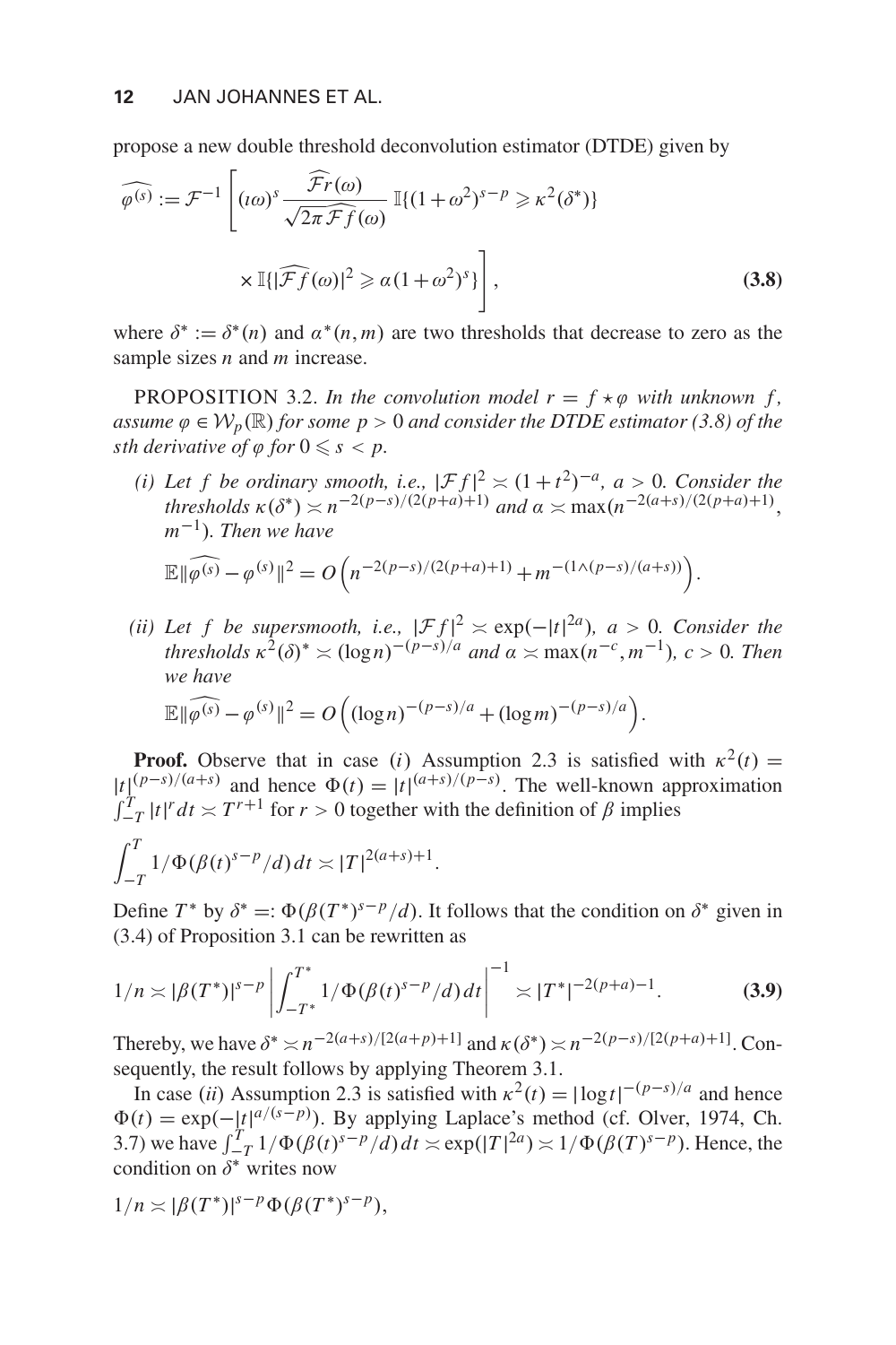propose a new double threshold deconvolution estimator (DTDE) given by

$$\widehat{\varphi^{(s)}} := \mathcal{F}^{-1}\left[(\iota\omega)^s \frac{\widehat{\mathcal{F}r}(\omega)}{\sqrt{2\pi}\,\widehat{\mathcal{F}f}(\omega)}\,\mathbb{I}\{(1+\omega^2)^{s-p} \geqslant \kappa^2(\delta^*)\}\right.$$
$$\left.\times\,\mathbb{I}\{|\widehat{\mathcal{F}f}(\omega)|^2 \geqslant \alpha(1+\omega^2)^s\}\right], \tag{3.8}$$

where $\delta^* := \delta^*(n)$ and $\alpha^*(n,m)$ are two thresholds that decrease to zero as the sample sizes $n$ and $m$ increase.

PROPOSITION 3.2. *In the convolution model $r = f \star \varphi$ with unknown $f$, assume $\varphi \in \mathcal{W}_p(\mathbb{R})$ for some $p > 0$ and consider the DTDE estimator (3.8) of the $s$th derivative of $\varphi$ for $0 \leqslant s < p$.*

*(i) Let $f$ be ordinary smooth, i.e., $|\mathcal{F}f|^2 \asymp (1+t^2)^{-a}$, $a > 0$. Consider the thresholds $\kappa(\delta^*) \asymp n^{-2(p-s)/(2(p+a)+1)}$ and $\alpha \asymp \max(n^{-2(a+s)/(2(p+a)+1)}, m^{-1})$. Then we have*

$$\mathbb{E}\|\widehat{\varphi^{(s)}} - \varphi^{(s)}\|^2 = O\left(n^{-2(p-s)/(2(p+a)+1)} + m^{-(1\wedge(p-s)/(a+s))}\right).$$

*(ii) Let $f$ be supersmooth, i.e., $|\mathcal{F}f|^2 \asymp \exp(-|t|^{2a})$, $a > 0$. Consider the thresholds $\kappa^2(\delta)^* \asymp (\log n)^{-(p-s)/a}$ and $\alpha \asymp \max(n^{-c}, m^{-1})$, $c > 0$. Then we have*

$$\mathbb{E}\|\widehat{\varphi^{(s)}} - \varphi^{(s)}\|^2 = O\left((\log n)^{-(p-s)/a} + (\log m)^{-(p-s)/a}\right).$$

**Proof.** Observe that in case $(i)$ Assumption 2.3 is satisfied with $\kappa^2(t) = |t|^{(p-s)/(a+s)}$ and hence $\Phi(t) = |t|^{(a+s)/(p-s)}$. The well-known approximation $\int_{-T}^{T}|t|^r dt \asymp T^{r+1}$ for $r > 0$ together with the definition of $\beta$ implies

$$\int_{-T}^{T} 1/\Phi(\beta(t)^{s-p}/d)\,dt \asymp |T|^{2(a+s)+1}.$$

Define $T^*$ by $\delta^* =: \Phi(\beta(T^*)^{s-p}/d)$. It follows that the condition on $\delta^*$ given in (3.4) of Proposition 3.1 can be rewritten as

$$1/n \asymp |\beta(T^*)|^{s-p}\left|\int_{-T^*}^{T^*} 1/\Phi(\beta(t)^{s-p}/d)\,dt\right|^{-1} \asymp |T^*|^{-2(p+a)-1}. \tag{3.9}$$

Thereby, we have $\delta^* \asymp n^{-2(a+s)/[2(a+p)+1]}$ and $\kappa(\delta^*) \asymp n^{-2(p-s)/[2(p+a)+1]}$. Consequently, the result follows by applying Theorem 3.1.

In case $(ii)$ Assumption 2.3 is satisfied with $\kappa^2(t) = |\log t|^{-(p-s)/a}$ and hence $\Phi(t) = \exp(-|t|^{a/(s-p)})$. By applying Laplace's method (cf. Olver, 1974, Ch. 3.7) we have $\int_{-T}^{T} 1/\Phi(\beta(t)^{s-p}/d)\,dt \asymp \exp(|T|^{2a}) \asymp 1/\Phi(\beta(T)^{s-p})$. Hence, the condition on $\delta^*$ writes now

$$1/n \asymp |\beta(T^*)|^{s-p}\Phi(\beta(T^*)^{s-p}),$$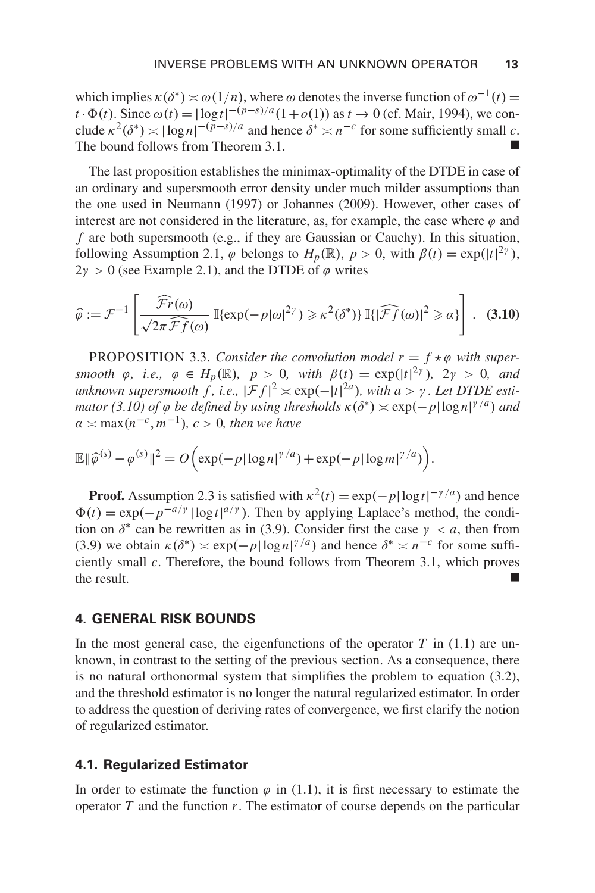which implies $\kappa(\delta^*) \asymp \omega(1/n)$, where $\omega$ denotes the inverse function of $\omega^{-1}(t) = t \cdot \Phi(t)$. Since $\omega(t) = |\log t|^{-(p-s)/a}(1+o(1))$ as $t \to 0$ (cf. Mair, 1994), we conclude $\kappa^2(\delta^*) \asymp |\log n|^{-(p-s)/a}$ and hence $\delta^* \asymp n^{-c}$ for some sufficiently small $c$. The bound follows from Theorem 3.1. ∎

The last proposition establishes the minimax-optimality of the DTDE in case of an ordinary and supersmooth error density under much milder assumptions than the one used in Neumann (1997) or Johannes (2009). However, other cases of interest are not considered in the literature, as, for example, the case where $\varphi$ and $f$ are both supersmooth (e.g., if they are Gaussian or Cauchy). In this situation, following Assumption 2.1, $\varphi$ belongs to $H_p(\mathbb{R})$, $p > 0$, with $\beta(t) = \exp(|t|^{2\gamma})$, $2\gamma > 0$ (see Example 2.1), and the DTDE of $\varphi$ writes

$$\widehat{\varphi} := \mathcal{F}^{-1}\left[\frac{\widehat{\mathcal{F}r}(\omega)}{\sqrt{2\pi}\,\widehat{\mathcal{F}f}(\omega)}\,\mathbb{I}\{\exp(-p|\omega|^{2\gamma}) \geqslant \kappa^2(\delta^*)\}\,\mathbb{I}\{|\widehat{\mathcal{F}f}(\omega)|^2 \geqslant \alpha\}\right]. \quad \textbf{(3.10)}$$

PROPOSITION 3.3. *Consider the convolution model $r = f \star \varphi$ with supersmooth $\varphi$, i.e., $\varphi \in H_p(\mathbb{R})$, $p > 0$, with $\beta(t) = \exp(|t|^{2\gamma})$, $2\gamma > 0$, and unknown supersmooth $f$, i.e., $|\mathcal{F}f|^2 \asymp \exp(-|t|^{2a})$, with $a > \gamma$. Let DTDE estimator (3.10) of $\varphi$ be defined by using thresholds $\kappa(\delta^*) \asymp \exp(-p|\log n|^{\gamma/a})$ and $\alpha \asymp \max(n^{-c}, m^{-1})$, $c > 0$, then we have*

$$\mathbb{E}\|\widehat{\varphi}^{(s)} - \varphi^{(s)}\|^2 = O\Big(\exp(-p|\log n|^{\gamma/a}) + \exp(-p|\log m|^{\gamma/a})\Big).$$

**Proof.** Assumption 2.3 is satisfied with $\kappa^2(t) = \exp(-p|\log t|^{-\gamma/a})$ and hence $\Phi(t) = \exp(-p^{-a/\gamma}|\log t|^{a/\gamma})$. Then by applying Laplace's method, the condition on $\delta^*$ can be rewritten as in (3.9). Consider first the case $\gamma < a$, then from (3.9) we obtain $\kappa(\delta^*) \asymp \exp(-p|\log n|^{\gamma/a})$ and hence $\delta^* \asymp n^{-c}$ for some sufficiently small $c$. Therefore, the bound follows from Theorem 3.1, which proves the result. ∎

## 4. GENERAL RISK BOUNDS

In the most general case, the eigenfunctions of the operator $T$ in (1.1) are unknown, in contrast to the setting of the previous section. As a consequence, there is no natural orthonormal system that simplifies the problem to equation (3.2), and the threshold estimator is no longer the natural regularized estimator. In order to address the question of deriving rates of convergence, we first clarify the notion of regularized estimator.

### 4.1. Regularized Estimator

In order to estimate the function $\varphi$ in (1.1), it is first necessary to estimate the operator $T$ and the function $r$. The estimator of course depends on the particular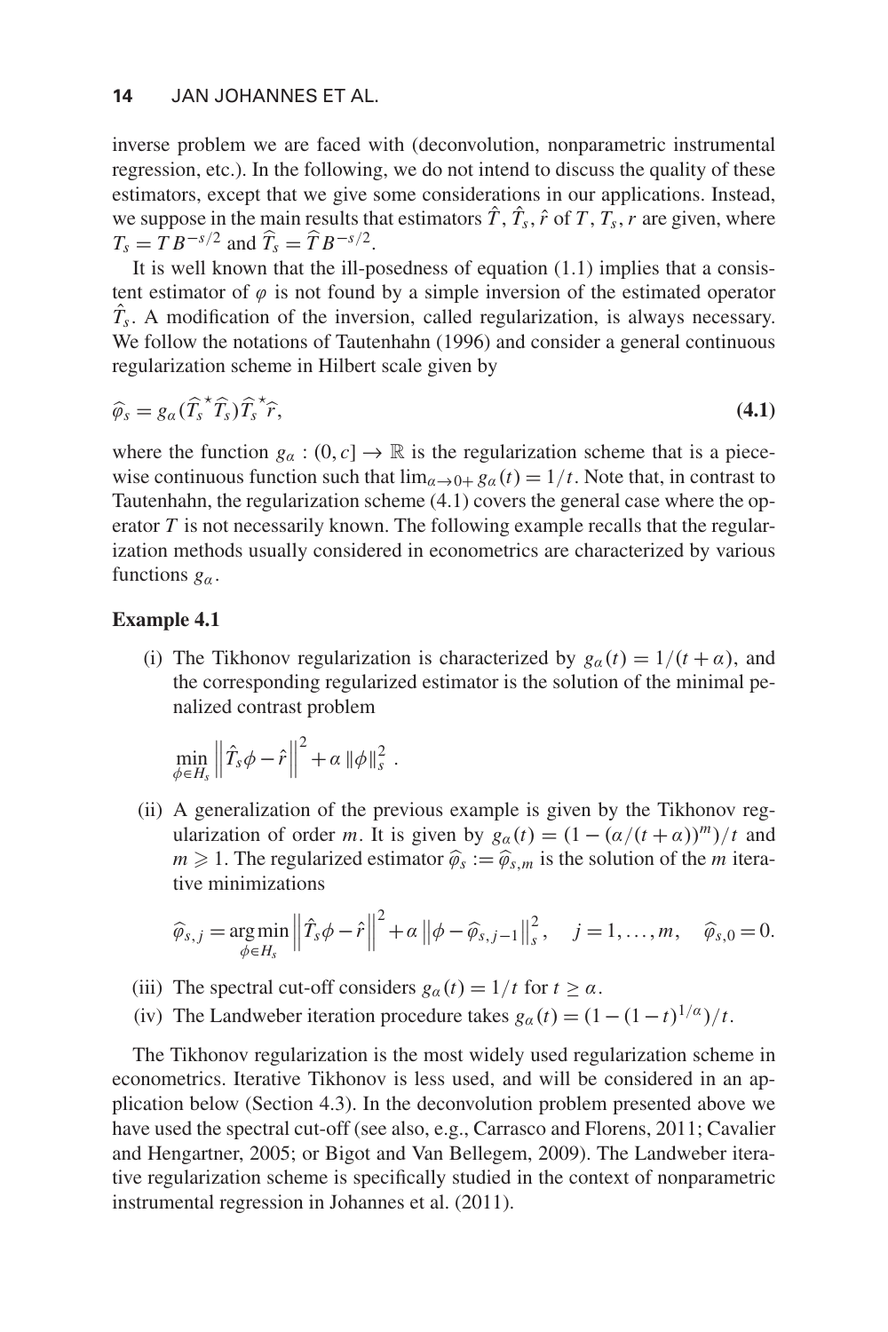inverse problem we are faced with (deconvolution, nonparametric instrumental regression, etc.). In the following, we do not intend to discuss the quality of these estimators, except that we give some considerations in our applications. Instead, we suppose in the main results that estimators $\hat{T}$, $\hat{T}_s$, $\hat{r}$ of $T$, $T_s$, $r$ are given, where $T_s = TB^{-s/2}$ and $\widehat{T}_s = \widehat{T}B^{-s/2}$.

It is well known that the ill-posedness of equation (1.1) implies that a consistent estimator of $\varphi$ is not found by a simple inversion of the estimated operator $\hat{T}_s$. A modification of the inversion, called regularization, is always necessary. We follow the notations of Tautenhahn (1996) and consider a general continuous regularization scheme in Hilbert scale given by

$$\widehat{\varphi}_s = g_\alpha(\widehat{T}_s^{\star}\widehat{T}_s)\widehat{T}_s^{\star}\widehat{r}, \tag{4.1}$$

where the function $g_\alpha : (0,c] \to \mathbb{R}$ is the regularization scheme that is a piecewise continuous function such that $\lim_{\alpha \to 0+} g_\alpha(t) = 1/t$. Note that, in contrast to Tautenhahn, the regularization scheme (4.1) covers the general case where the operator $T$ is not necessarily known. The following example recalls that the regularization methods usually considered in econometrics are characterized by various functions $g_\alpha$.

**Example 4.1**

(i) The Tikhonov regularization is characterized by $g_\alpha(t) = 1/(t+\alpha)$, and the corresponding regularized estimator is the solution of the minimal penalized contrast problem

$$\min_{\phi \in H_s} \left\| \hat{T}_s \phi - \hat{r} \right\|^2 + \alpha \left\| \phi \right\|_s^2 .$$

(ii) A generalization of the previous example is given by the Tikhonov regularization of order $m$. It is given by $g_\alpha(t) = (1 - (\alpha/(t+\alpha))^m)/t$ and $m \geqslant 1$. The regularized estimator $\widehat{\varphi}_s := \widehat{\varphi}_{s,m}$ is the solution of the $m$ iterative minimizations

$$\widehat{\varphi}_{s,j} = \underset{\phi \in H_s}{\arg\min} \left\| \hat{T}_s \phi - \hat{r} \right\|^2 + \alpha \left\| \phi - \widehat{\varphi}_{s,j-1} \right\|_s^2, \quad j = 1, \ldots, m, \quad \widehat{\varphi}_{s,0} = 0.$$

(iii) The spectral cut-off considers $g_\alpha(t) = 1/t$ for $t \geq \alpha$.

(iv) The Landweber iteration procedure takes $g_\alpha(t) = (1 - (1-t)^{1/\alpha})/t$.

The Tikhonov regularization is the most widely used regularization scheme in econometrics. Iterative Tikhonov is less used, and will be considered in an application below (Section 4.3). In the deconvolution problem presented above we have used the spectral cut-off (see also, e.g., Carrasco and Florens, 2011; Cavalier and Hengartner, 2005; or Bigot and Van Bellegem, 2009). The Landweber iterative regularization scheme is specifically studied in the context of nonparametric instrumental regression in Johannes et al. (2011).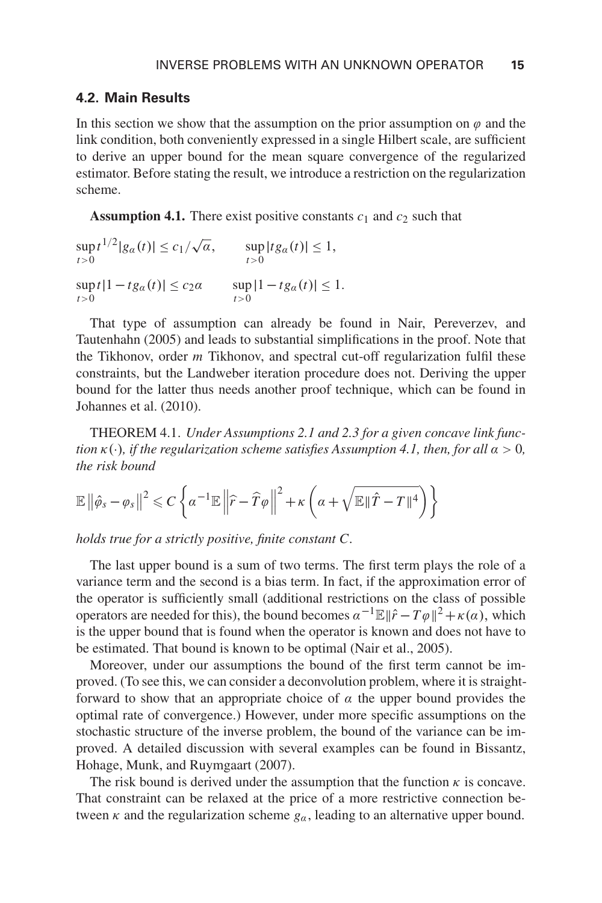### 4.2. Main Results

In this section we show that the assumption on the prior assumption on $\varphi$ and the link condition, both conveniently expressed in a single Hilbert scale, are sufficient to derive an upper bound for the mean square convergence of the regularized estimator. Before stating the result, we introduce a restriction on the regularization scheme.

**Assumption 4.1.** There exist positive constants $c_1$ and $c_2$ such that

$$\sup_{t>0} t^{1/2}|g_\alpha(t)| \leq c_1/\sqrt{\alpha}, \qquad \sup_{t>0}|tg_\alpha(t)| \leq 1,$$

$$\sup_{t>0} t|1-tg_\alpha(t)| \leq c_2\alpha \qquad \sup_{t>0}|1-tg_\alpha(t)| \leq 1.$$

That type of assumption can already be found in Nair, Pereverzev, and Tautenhahn (2005) and leads to substantial simplifications in the proof. Note that the Tikhonov, order $m$ Tikhonov, and spectral cut-off regularization fulfil these constraints, but the Landweber iteration procedure does not. Deriving the upper bound for the latter thus needs another proof technique, which can be found in Johannes et al. (2010).

THEOREM 4.1. *Under Assumptions 2.1 and 2.3 for a given concave link function $\kappa(\cdot)$, if the regularization scheme satisfies Assumption 4.1, then, for all $\alpha > 0$, the risk bound*

$$\mathbb{E}\left\|\hat{\varphi}_s - \varphi_s\right\|^2 \leqslant C\left\{\alpha^{-1}\mathbb{E}\left\|\widehat{r} - \widehat{T}\varphi\right\|^2 + \kappa\left(\alpha + \sqrt{\mathbb{E}\|\hat{T} - T\|^4}\right)\right\}$$

*holds true for a strictly positive, finite constant $C$.*

The last upper bound is a sum of two terms. The first term plays the role of a variance term and the second is a bias term. In fact, if the approximation error of the operator is sufficiently small (additional restrictions on the class of possible operators are needed for this), the bound becomes $\alpha^{-1}\mathbb{E}\|\hat{r} - T\varphi\|^2 + \kappa(\alpha)$, which is the upper bound that is found when the operator is known and does not have to be estimated. That bound is known to be optimal (Nair et al., 2005).

Moreover, under our assumptions the bound of the first term cannot be improved. (To see this, we can consider a deconvolution problem, where it is straightforward to show that an appropriate choice of $\alpha$ the upper bound provides the optimal rate of convergence.) However, under more specific assumptions on the stochastic structure of the inverse problem, the bound of the variance can be improved. A detailed discussion with several examples can be found in Bissantz, Hohage, Munk, and Ruymgaart (2007).

The risk bound is derived under the assumption that the function $\kappa$ is concave. That constraint can be relaxed at the price of a more restrictive connection between $\kappa$ and the regularization scheme $g_\alpha$, leading to an alternative upper bound.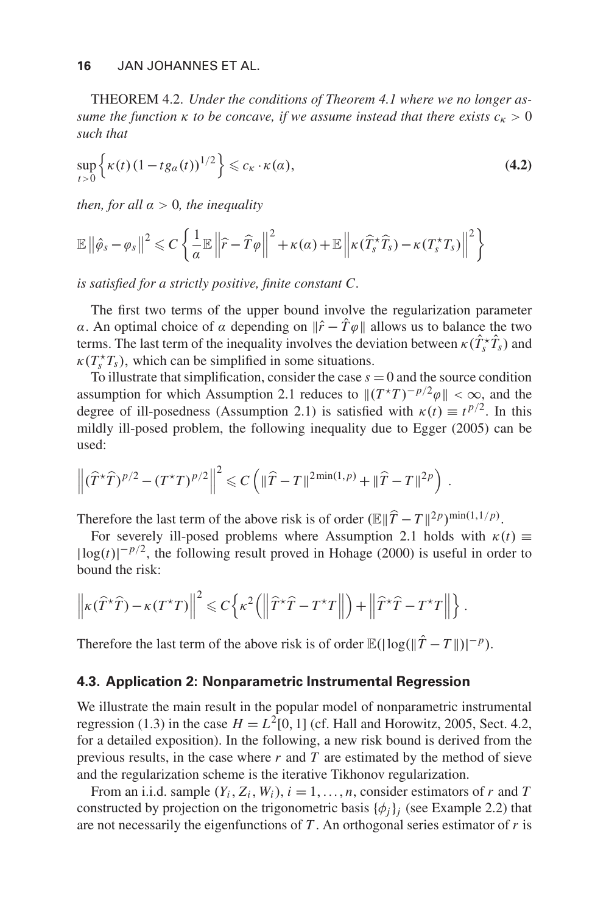THEOREM 4.2. *Under the conditions of Theorem 4.1 where we no longer assume the function $\kappa$ to be concave, if we assume instead that there exists $c_\kappa > 0$ such that*

$$\sup_{t>0}\left\{\kappa(t)\,(1-tg_\alpha(t))^{1/2}\right\} \leqslant c_\kappa \cdot \kappa(\alpha), \tag{4.2}$$

*then, for all $\alpha > 0$, the inequality*

$$\mathbb{E}\left\|\hat{\varphi}_s - \varphi_s\right\|^2 \leqslant C\left\{\frac{1}{\alpha}\mathbb{E}\left\|\widehat{r}-\widehat{T}\varphi\right\|^2 + \kappa(\alpha) + \mathbb{E}\left\|\kappa(\widehat{T}_s^\star \widehat{T}_s) - \kappa(T_s^\star T_s)\right\|^2\right\}$$

*is satisfied for a strictly positive, finite constant $C$.*

The first two terms of the upper bound involve the regularization parameter $\alpha$. An optimal choice of $\alpha$ depending on $\|\hat{r} - \hat{T}\varphi\|$ allows us to balance the two terms. The last term of the inequality involves the deviation between $\kappa(\hat{T}_s^\star \hat{T}_s)$ and $\kappa(T_s^\star T_s)$, which can be simplified in some situations.

To illustrate that simplification, consider the case $s = 0$ and the source condition assumption for which Assumption 2.1 reduces to $\|(T^\star T)^{-p/2}\varphi\| < \infty$, and the degree of ill-posedness (Assumption 2.1) is satisfied with $\kappa(t) \equiv t^{p/2}$. In this mildly ill-posed problem, the following inequality due to Egger (2005) can be used:

$$\left\|(\widehat{T}^\star \widehat{T})^{p/2} - (T^\star T)^{p/2}\right\|^2 \leqslant C\left(\|\widehat{T} - T\|^{2\min(1,p)} + \|\widehat{T} - T\|^{2p}\right).$$

Therefore the last term of the above risk is of order $(\mathbb{E}\|\widehat{T} - T\|^{2p})^{\min(1,1/p)}$.

For severely ill-posed problems where Assumption 2.1 holds with $\kappa(t) \equiv |\log(t)|^{-p/2}$, the following result proved in Hohage (2000) is useful in order to bound the risk:

$$\left\|\kappa(\widehat{T}^\star \widehat{T}) - \kappa(T^\star T)\right\|^2 \leqslant C\left\{\kappa^2\left(\left\|\widehat{T}^\star \widehat{T} - T^\star T\right\|\right) + \left\|\widehat{T}^\star \widehat{T} - T^\star T\right\|\right\}.$$

Therefore the last term of the above risk is of order $\mathbb{E}(|\log(\|\hat{T} - T\|)|^{-p})$.

### 4.3. Application 2: Nonparametric Instrumental Regression

We illustrate the main result in the popular model of nonparametric instrumental regression (1.3) in the case $H = L^2[0,1]$ (cf. Hall and Horowitz, 2005, Sect. 4.2, for a detailed exposition). In the following, a new risk bound is derived from the previous results, in the case where $r$ and $T$ are estimated by the method of sieve and the regularization scheme is the iterative Tikhonov regularization.

From an i.i.d. sample $(Y_i, Z_i, W_i)$, $i = 1, \ldots, n$, consider estimators of $r$ and $T$ constructed by projection on the trigonometric basis $\{\phi_j\}_j$ (see Example 2.2) that are not necessarily the eigenfunctions of $T$. An orthogonal series estimator of $r$ is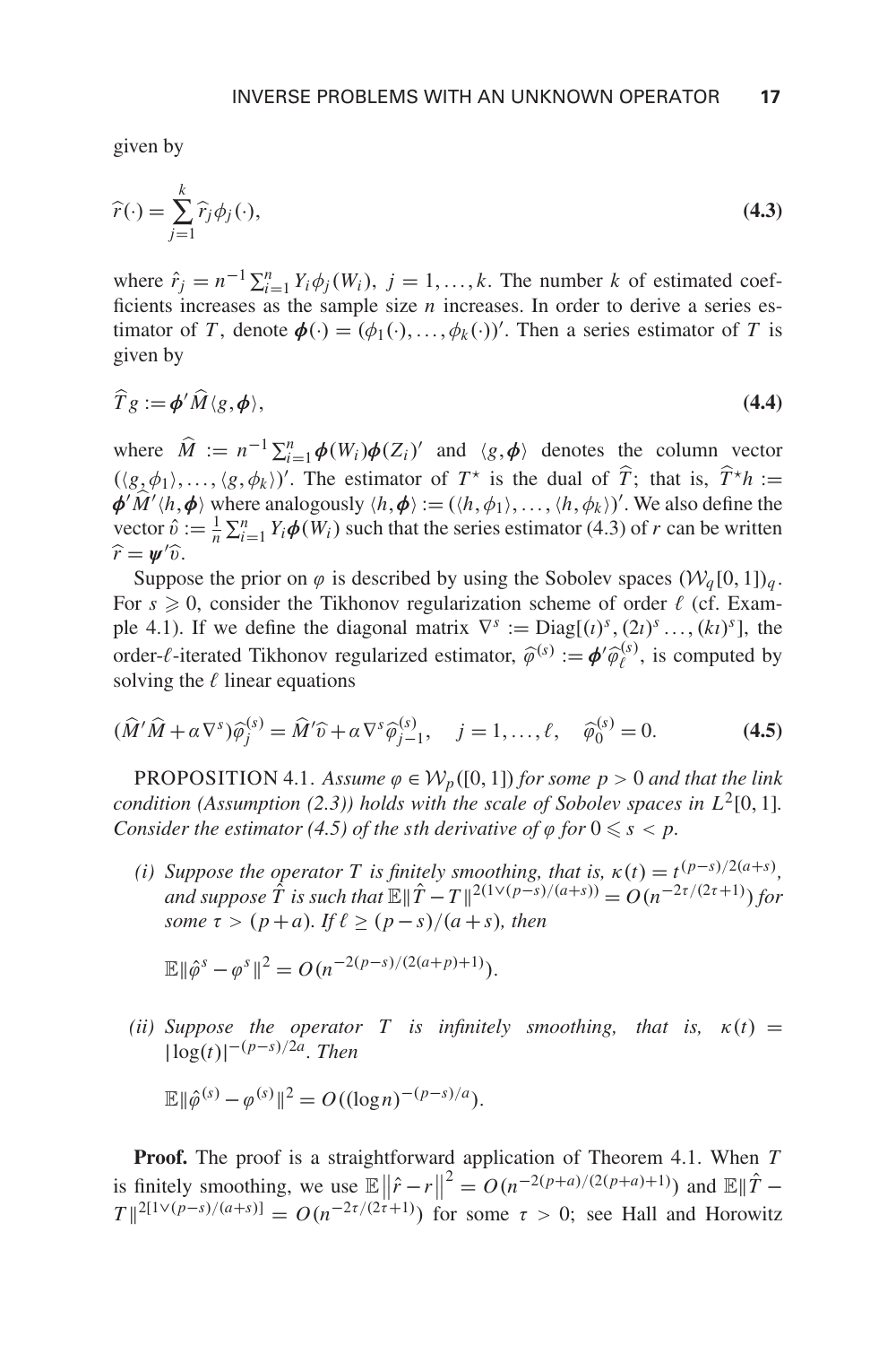given by

$$\widehat{r}(\cdot) = \sum_{j=1}^{k} \widehat{r}_j \phi_j(\cdot), \tag{4.3}$$

where $\hat{r}_j = n^{-1} \sum_{i=1}^{n} Y_i \phi_j(W_i),\ j = 1, \ldots, k$. The number $k$ of estimated coefficients increases as the sample size $n$ increases. In order to derive a series estimator of $T$, denote $\boldsymbol{\phi}(\cdot) = (\phi_1(\cdot), \ldots, \phi_k(\cdot))'$. Then a series estimator of $T$ is given by

$$\widehat{T} g := \boldsymbol{\phi}' \widehat{M} \langle g, \boldsymbol{\phi} \rangle, \tag{4.4}$$

where $\widehat{M} := n^{-1} \sum_{i=1}^{n} \boldsymbol{\phi}(W_i) \boldsymbol{\phi}(Z_i)'$ and $\langle g, \boldsymbol{\phi} \rangle$ denotes the column vector $(\langle g, \phi_1 \rangle, \ldots, \langle g, \phi_k \rangle)'$. The estimator of $T^\star$ is the dual of $\widehat{T}$; that is, $\widehat{T}^\star h := \boldsymbol{\phi}' \widehat{M}' \langle h, \boldsymbol{\phi} \rangle$ where analogously $\langle h, \boldsymbol{\phi} \rangle := (\langle h, \phi_1 \rangle, \ldots, \langle h, \phi_k \rangle)'$. We also define the vector $\hat{\upsilon} := \frac{1}{n} \sum_{i=1}^{n} Y_i \boldsymbol{\phi}(W_i)$ such that the series estimator (4.3) of $r$ can be written $\widehat{r} = \boldsymbol{\psi}' \widehat{\upsilon}$.

Suppose the prior on $\varphi$ is described by using the Sobolev spaces $(\mathcal{W}_q[0,1))_q$. For $s \geqslant 0$, consider the Tikhonov regularization scheme of order $\ell$ (cf. Example 4.1). If we define the diagonal matrix $\nabla^s := \text{Diag}[(\iota)^s, (2\iota)^s \ldots, (k\iota)^s]$, the order-$\ell$-iterated Tikhonov regularized estimator, $\widehat{\varphi}^{(s)} := \boldsymbol{\phi}' \widehat{\varphi}_\ell^{(s)}$, is computed by solving the $\ell$ linear equations

$$(\widehat{M}' \widehat{M} + \alpha \nabla^s) \widehat{\varphi}_j^{(s)} = \widehat{M}' \widehat{\upsilon} + \alpha \nabla^s \widehat{\varphi}_{j-1}^{(s)}, \quad j = 1, \ldots, \ell, \quad \widehat{\varphi}_0^{(s)} = 0. \tag{4.5}$$

PROPOSITION 4.1. *Assume $\varphi \in \mathcal{W}_p([0,1])$ for some $p > 0$ and that the link condition (Assumption (2.3)) holds with the scale of Sobolev spaces in $L^2[0,1]$. Consider the estimator (4.5) of the sth derivative of $\varphi$ for $0 \leqslant s < p$.*

*(i) Suppose the operator $T$ is finitely smoothing, that is, $\kappa(t) = t^{(p-s)/2(a+s)}$, and suppose $\hat{T}$ is such that $\mathbb{E}\|\hat{T} - T\|^{2(1 \vee (p-s)/(a+s))} = O(n^{-2\tau/(2\tau+1)})$ for some $\tau > (p+a)$. If $\ell \geq (p-s)/(a+s)$, then*

$$\mathbb{E}\|\hat{\varphi}^s - \varphi^s\|^2 = O(n^{-2(p-s)/(2(a+p)+1)}).$$

*(ii) Suppose the operator $T$ is infinitely smoothing, that is, $\kappa(t) = |\log(t)|^{-(p-s)/2a}$. Then*

$$\mathbb{E}\|\hat{\varphi}^{(s)} - \varphi^{(s)}\|^2 = O((\log n)^{-(p-s)/a}).$$

**Proof.** The proof is a straightforward application of Theorem 4.1. When $T$ is finitely smoothing, we use $\mathbb{E}\left\|\hat{r} - r\right\|^2 = O(n^{-2(p+a)/(2(p+a)+1)})$ and $\mathbb{E}\|\hat{T} - T\|^{2[1 \vee (p-s)/(a+s)]} = O(n^{-2\tau/(2\tau+1)})$ for some $\tau > 0$; see Hall and Horowitz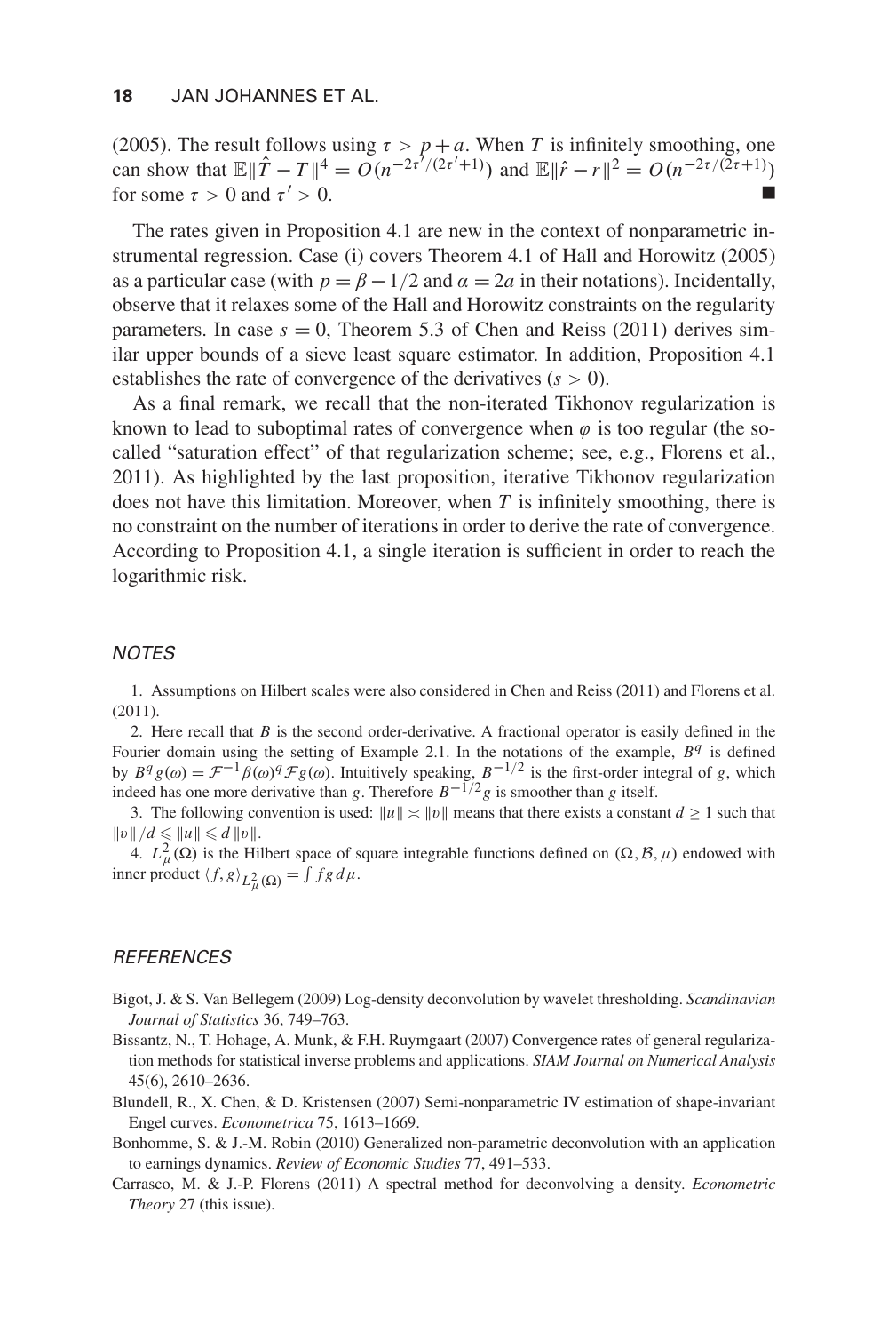(2005). The result follows using $\tau > p+a$. When $T$ is infinitely smoothing, one can show that $\mathbb{E}\|\hat{T}-T\|^4 = O(n^{-2\tau'/(2\tau'+1)})$ and $\mathbb{E}\|\hat{r}-r\|^2 = O(n^{-2\tau/(2\tau+1)})$ for some $\tau > 0$ and $\tau' > 0$. ∎

The rates given in Proposition 4.1 are new in the context of nonparametric instrumental regression. Case (i) covers Theorem 4.1 of Hall and Horowitz (2005) as a particular case (with $p = \beta - 1/2$ and $\alpha = 2a$ in their notations). Incidentally, observe that it relaxes some of the Hall and Horowitz constraints on the regularity parameters. In case $s = 0$, Theorem 5.3 of Chen and Reiss (2011) derives similar upper bounds of a sieve least square estimator. In addition, Proposition 4.1 establishes the rate of convergence of the derivatives ($s > 0$).

As a final remark, we recall that the non-iterated Tikhonov regularization is known to lead to suboptimal rates of convergence when $\varphi$ is too regular (the so-called "saturation effect" of that regularization scheme; see, e.g., Florens et al., 2011). As highlighted by the last proposition, iterative Tikhonov regularization does not have this limitation. Moreover, when $T$ is infinitely smoothing, there is no constraint on the number of iterations in order to derive the rate of convergence. According to Proposition 4.1, a single iteration is sufficient in order to reach the logarithmic risk.

## NOTES

1. Assumptions on Hilbert scales were also considered in Chen and Reiss (2011) and Florens et al. (2011).

2. Here recall that $B$ is the second order-derivative. A fractional operator is easily defined in the Fourier domain using the setting of Example 2.1. In the notations of the example, $B^q$ is defined by $B^q g(\omega) = \mathcal{F}^{-1}\beta(\omega)^q \mathcal{F}g(\omega)$. Intuitively speaking, $B^{-1/2}$ is the first-order integral of $g$, which indeed has one more derivative than $g$. Therefore $B^{-1/2}g$ is smoother than $g$ itself.

3. The following convention is used: $\|u\| \asymp \|v\|$ means that there exists a constant $d \geq 1$ such that $\|v\|/d \leqslant \|u\| \leqslant d\,\|v\|$.

4. $L^2_\mu(\Omega)$ is the Hilbert space of square integrable functions defined on $(\Omega, \mathcal{B}, \mu)$ endowed with inner product $\langle f, g\rangle_{L^2_\mu(\Omega)} = \int fg\,d\mu$.

## REFERENCES

Bigot, J. & S. Van Bellegem (2009) Log-density deconvolution by wavelet thresholding. *Scandinavian Journal of Statistics* 36, 749–763.

Bissantz, N., T. Hohage, A. Munk, & F.H. Ruymgaart (2007) Convergence rates of general regularization methods for statistical inverse problems and applications. *SIAM Journal on Numerical Analysis* 45(6), 2610–2636.

Blundell, R., X. Chen, & D. Kristensen (2007) Semi-nonparametric IV estimation of shape-invariant Engel curves. *Econometrica* 75, 1613–1669.

Bonhomme, S. & J.-M. Robin (2010) Generalized non-parametric deconvolution with an application to earnings dynamics. *Review of Economic Studies* 77, 491–533.

Carrasco, M. & J.-P. Florens (2011) A spectral method for deconvolving a density. *Econometric Theory* 27 (this issue).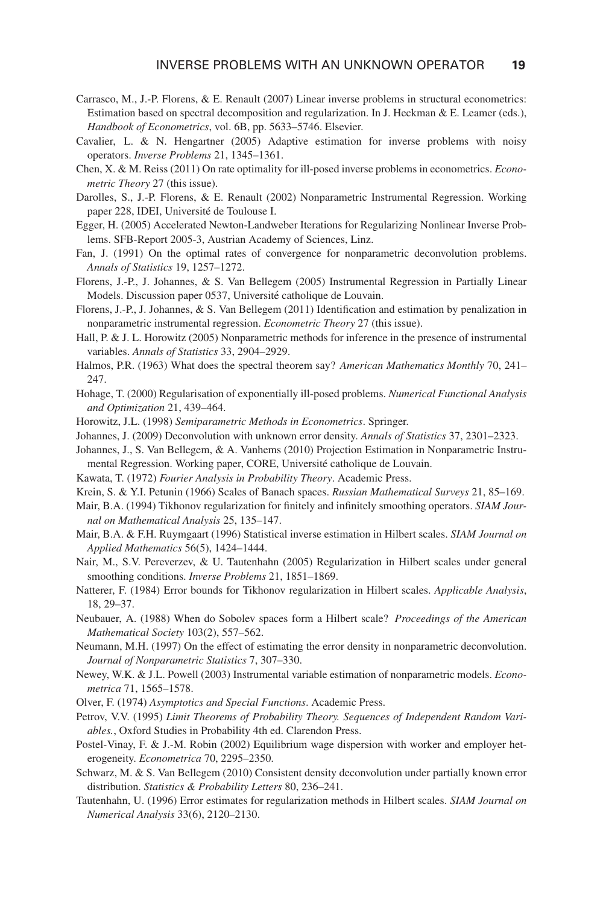Carrasco, M., J.-P. Florens, & E. Renault (2007) Linear inverse problems in structural econometrics: Estimation based on spectral decomposition and regularization. In J. Heckman & E. Leamer (eds.), *Handbook of Econometrics*, vol. 6B, pp. 5633–5746. Elsevier.

Cavalier, L. & N. Hengartner (2005) Adaptive estimation for inverse problems with noisy operators. *Inverse Problems* 21, 1345–1361.

Chen, X. & M. Reiss (2011) On rate optimality for ill-posed inverse problems in econometrics. *Econometric Theory* 27 (this issue).

Darolles, S., J.-P. Florens, & E. Renault (2002) Nonparametric Instrumental Regression. Working paper 228, IDEI, Université de Toulouse I.

Egger, H. (2005) Accelerated Newton-Landweber Iterations for Regularizing Nonlinear Inverse Problems. SFB-Report 2005-3, Austrian Academy of Sciences, Linz.

Fan, J. (1991) On the optimal rates of convergence for nonparametric deconvolution problems. *Annals of Statistics* 19, 1257–1272.

Florens, J.-P., J. Johannes, & S. Van Bellegem (2005) Instrumental Regression in Partially Linear Models. Discussion paper 0537, Université catholique de Louvain.

Florens, J.-P., J. Johannes, & S. Van Bellegem (2011) Identification and estimation by penalization in nonparametric instrumental regression. *Econometric Theory* 27 (this issue).

Hall, P. & J. L. Horowitz (2005) Nonparametric methods for inference in the presence of instrumental variables. *Annals of Statistics* 33, 2904–2929.

Halmos, P.R. (1963) What does the spectral theorem say? *American Mathematics Monthly* 70, 241–247.

Hohage, T. (2000) Regularisation of exponentially ill-posed problems. *Numerical Functional Analysis and Optimization* 21, 439–464.

Horowitz, J.L. (1998) *Semiparametric Methods in Econometrics*. Springer.

Johannes, J. (2009) Deconvolution with unknown error density. *Annals of Statistics* 37, 2301–2323.

Johannes, J., S. Van Bellegem, & A. Vanhems (2010) Projection Estimation in Nonparametric Instrumental Regression. Working paper, CORE, Université catholique de Louvain.

Kawata, T. (1972) *Fourier Analysis in Probability Theory*. Academic Press.

Krein, S. & Y.I. Petunin (1966) Scales of Banach spaces. *Russian Mathematical Surveys* 21, 85–169.

Mair, B.A. (1994) Tikhonov regularization for finitely and infinitely smoothing operators. *SIAM Journal on Mathematical Analysis* 25, 135–147.

Mair, B.A. & F.H. Ruymgaart (1996) Statistical inverse estimation in Hilbert scales. *SIAM Journal on Applied Mathematics* 56(5), 1424–1444.

Nair, M., S.V. Pereverzev, & U. Tautenhahn (2005) Regularization in Hilbert scales under general smoothing conditions. *Inverse Problems* 21, 1851–1869.

Natterer, F. (1984) Error bounds for Tikhonov regularization in Hilbert scales. *Applicable Analysis*, 18, 29–37.

Neubauer, A. (1988) When do Sobolev spaces form a Hilbert scale? *Proceedings of the American Mathematical Society* 103(2), 557–562.

Neumann, M.H. (1997) On the effect of estimating the error density in nonparametric deconvolution. *Journal of Nonparametric Statistics* 7, 307–330.

Newey, W.K. & J.L. Powell (2003) Instrumental variable estimation of nonparametric models. *Econometrica* 71, 1565–1578.

Olver, F. (1974) *Asymptotics and Special Functions*. Academic Press.

Petrov, V.V. (1995) *Limit Theorems of Probability Theory. Sequences of Independent Random Variables.*, Oxford Studies in Probability 4th ed. Clarendon Press.

Postel-Vinay, F. & J.-M. Robin (2002) Equilibrium wage dispersion with worker and employer heterogeneity. *Econometrica* 70, 2295–2350.

Schwarz, M. & S. Van Bellegem (2010) Consistent density deconvolution under partially known error distribution. *Statistics & Probability Letters* 80, 236–241.

Tautenhahn, U. (1996) Error estimates for regularization methods in Hilbert scales. *SIAM Journal on Numerical Analysis* 33(6), 2120–2130.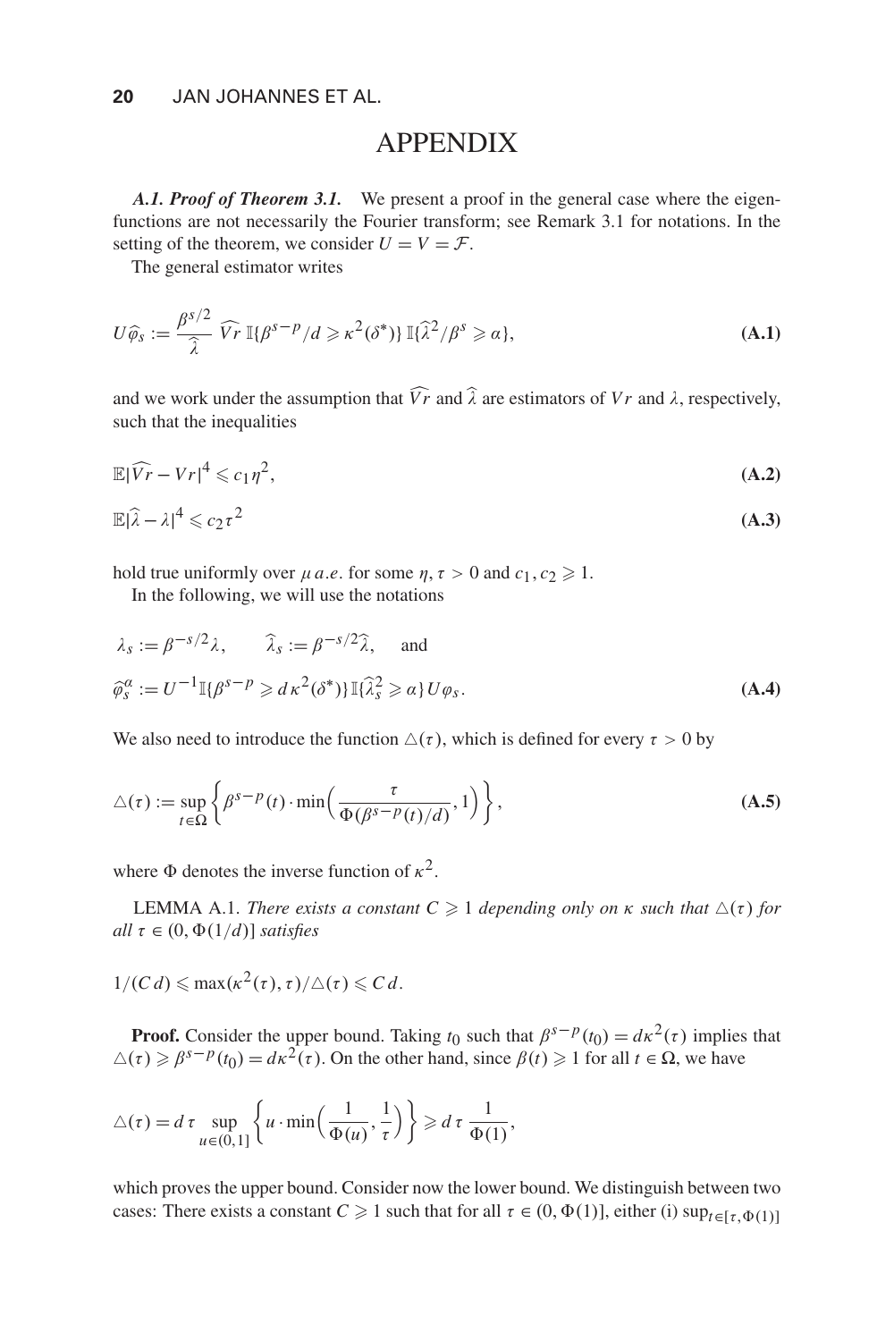# APPENDIX

***A.1. Proof of Theorem 3.1.*** We present a proof in the general case where the eigenfunctions are not necessarily the Fourier transform; see Remark 3.1 for notations. In the setting of the theorem, we consider $U = V = \mathcal{F}$.

The general estimator writes

$$U\widehat{\varphi}_s := \frac{\beta^{s/2}}{\widehat{\lambda}}\ \widehat{Vr}\ \mathbb{I}\{\beta^{s-p}/d \geqslant \kappa^2(\delta^*)\}\ \mathbb{I}\{\widehat{\lambda}^2/\beta^s \geqslant \alpha\}, \tag{A.1}$$

and we work under the assumption that $\widehat{Vr}$ and $\widehat{\lambda}$ are estimators of $Vr$ and $\lambda$, respectively, such that the inequalities

$$\mathbb{E}|\widehat{Vr} - Vr|^4 \leqslant c_1\eta^2, \tag{A.2}$$

$$\mathbb{E}|\widehat{\lambda} - \lambda|^4 \leqslant c_2\tau^2 \tag{A.3}$$

hold true uniformly over $\mu\, a.e.$ for some $\eta, \tau > 0$ and $c_1, c_2 \geqslant 1$.

In the following, we will use the notations

$$\lambda_s := \beta^{-s/2}\lambda, \qquad \widehat{\lambda}_s := \beta^{-s/2}\widehat{\lambda}, \qquad \text{and}$$

$$\widehat{\varphi}_s^{\alpha} := U^{-1}\mathbb{I}\{\beta^{s-p} \geqslant d\,\kappa^2(\delta^*)\}\,\mathbb{I}\{\widehat{\lambda}_s^2 \geqslant \alpha\}\,U\varphi_s. \tag{A.4}$$

We also need to introduce the function $\triangle(\tau)$, which is defined for every $\tau > 0$ by

$$\triangle(\tau) := \sup_{t\in\Omega}\left\{\beta^{s-p}(t)\cdot\min\Big(\frac{\tau}{\Phi(\beta^{s-p}(t)/d)}, 1\Big)\right\}, \tag{A.5}$$

where $\Phi$ denotes the inverse function of $\kappa^2$.

LEMMA A.1. *There exists a constant $C \geqslant 1$ depending only on $\kappa$ such that $\triangle(\tau)$ for all $\tau \in (0, \Phi(1/d)]$ satisfies*

$$1/(C\,d) \leqslant \max(\kappa^2(\tau), \tau)/\triangle(\tau) \leqslant C\,d.$$

**Proof.** Consider the upper bound. Taking $t_0$ such that $\beta^{s-p}(t_0) = d\kappa^2(\tau)$ implies that $\triangle(\tau) \geqslant \beta^{s-p}(t_0) = d\kappa^2(\tau)$. On the other hand, since $\beta(t) \geqslant 1$ for all $t \in \Omega$, we have

$$\triangle(\tau) = d\,\tau \sup_{u\in(0,1]}\left\{u\cdot\min\Big(\frac{1}{\Phi(u)}, \frac{1}{\tau}\Big)\right\} \geqslant d\,\tau\,\frac{1}{\Phi(1)},$$

which proves the upper bound. Consider now the lower bound. We distinguish between two cases: There exists a constant $C \geqslant 1$ such that for all $\tau \in (0, \Phi(1)]$, either (i) $\sup_{t\in[\tau,\Phi(1)]}$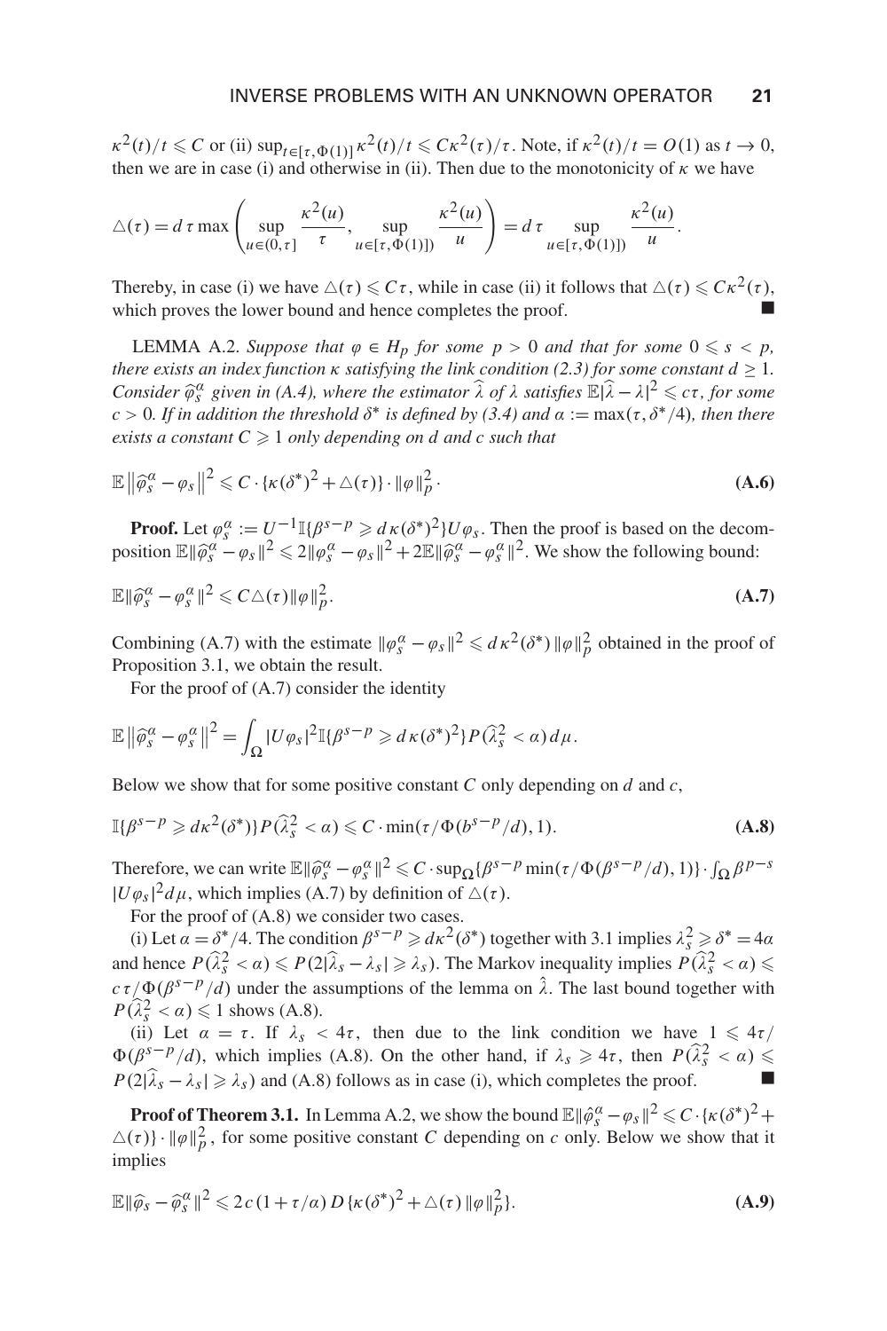$\kappa^2(t)/t \leqslant C$ or (ii) $\sup_{t\in[\tau,\Phi(1)]} \kappa^2(t)/t \leqslant C\kappa^2(\tau)/\tau$. Note, if $\kappa^2(t)/t = O(1)$ as $t \to 0$, then we are in case (i) and otherwise in (ii). Then due to the monotonicity of $\kappa$ we have

$$\triangle(\tau) = d\,\tau \max\left( \sup_{u\in(0,\tau]} \frac{\kappa^2(u)}{\tau}, \sup_{u\in[\tau,\Phi(1)])} \frac{\kappa^2(u)}{u} \right) = d\,\tau \sup_{u\in[\tau,\Phi(1)])} \frac{\kappa^2(u)}{u}.$$

Thereby, in case (i) we have $\triangle(\tau) \leqslant C\tau$, while in case (ii) it follows that $\triangle(\tau) \leqslant C\kappa^2(\tau)$, which proves the lower bound and hence completes the proof. ■

LEMMA A.2. *Suppose that $\varphi \in H_p$ for some $p > 0$ and that for some $0 \leqslant s < p$, there exists an index function $\kappa$ satisfying the link condition (2.3) for some constant $d \geq 1$. Consider $\widehat{\varphi}_s^\alpha$ given in (A.4), where the estimator $\widehat{\lambda}$ of $\lambda$ satisfies $\mathbb{E}|\widehat{\lambda} - \lambda|^2 \leqslant c\tau$, for some $c > 0$. If in addition the threshold $\delta^*$ is defined by (3.4) and $\alpha := \max(\tau, \delta^*/4)$, then there exists a constant $C \geqslant 1$ only depending on $d$ and $c$ such that*

$$\mathbb{E}\left\|\widehat{\varphi}_s^\alpha - \varphi_s\right\|^2 \leqslant C \cdot \{\kappa(\delta^*)^2 + \triangle(\tau)\} \cdot \|\varphi\|_p^2 \cdot \tag{A.6}$$

**Proof.** Let $\varphi_s^\alpha := U^{-1}\mathbb{I}\{\beta^{s-p} \geqslant d\,\kappa(\delta^*)^2\}U\varphi_s$. Then the proof is based on the decomposition $\mathbb{E}\|\widehat{\varphi}_s^\alpha - \varphi_s\|^2 \leqslant 2\|\varphi_s^\alpha - \varphi_s\|^2 + 2\mathbb{E}\|\widehat{\varphi}_s^\alpha - \varphi_s^\alpha\|^2$. We show the following bound:

$$\mathbb{E}\|\widehat{\varphi}_s^\alpha - \varphi_s^\alpha\|^2 \leqslant C\triangle(\tau)\|\varphi\|_p^2. \tag{A.7}$$

Combining (A.7) with the estimate $\|\varphi_s^\alpha - \varphi_s\|^2 \leqslant d\,\kappa^2(\delta^*)\,\|\varphi\|_p^2$ obtained in the proof of Proposition 3.1, we obtain the result.

For the proof of (A.7) consider the identity

$$\mathbb{E}\left\|\widehat{\varphi}_s^\alpha - \varphi_s^\alpha\right\|^2 = \int_\Omega |U\varphi_s|^2 \mathbb{I}\{\beta^{s-p} \geqslant d\,\kappa(\delta^*)^2\} P(\widehat{\lambda}_s^2 < \alpha)\,d\mu.$$

Below we show that for some positive constant $C$ only depending on $d$ and $c$,

$$\mathbb{I}\{\beta^{s-p} \geqslant d\kappa^2(\delta^*)\} P(\widehat{\lambda}_s^2 < \alpha) \leqslant C \cdot \min(\tau/\Phi(b^{s-p}/d), 1). \tag{A.8}$$

Therefore, we can write $\mathbb{E}\|\widehat{\varphi}_s^\alpha - \varphi_s^\alpha\|^2 \leqslant C \cdot \sup_\Omega\{\beta^{s-p}\min(\tau/\Phi(\beta^{s-p}/d), 1)\} \cdot \int_\Omega \beta^{p-s} |U\varphi_s|^2 d\mu$, which implies (A.7) by definition of $\triangle(\tau)$.

For the proof of (A.8) we consider two cases.

(i) Let $\alpha = \delta^*/4$. The condition $\beta^{s-p} \geqslant d\kappa^2(\delta^*)$ together with 3.1 implies $\lambda_s^2 \geqslant \delta^* = 4\alpha$ and hence $P(\widehat{\lambda}_s^2 < \alpha) \leqslant P(2|\widehat{\lambda}_s - \lambda_s| \geqslant \lambda_s)$. The Markov inequality implies $P(\widehat{\lambda}_s^2 < \alpha) \leqslant c\,\tau/\Phi(\beta^{s-p}/d)$ under the assumptions of the lemma on $\hat{\lambda}$. The last bound together with $P(\widehat{\lambda}_s^2 < \alpha) \leqslant 1$ shows (A.8).

(ii) Let $\alpha = \tau$. If $\lambda_s < 4\tau$, then due to the link condition we have $1 \leqslant 4\tau/\Phi(\beta^{s-p}/d)$, which implies (A.8). On the other hand, if $\lambda_s \geqslant 4\tau$, then $P(\widehat{\lambda}_s^2 < \alpha) \leqslant P(2|\widehat{\lambda}_s - \lambda_s| \geqslant \lambda_s)$ and (A.8) follows as in case (i), which completes the proof. ■

**Proof of Theorem 3.1.** In Lemma A.2, we show the bound $\mathbb{E}\|\hat{\varphi}_s^\alpha - \varphi_s\|^2 \leqslant C \cdot \{\kappa(\delta^*)^2 + \triangle(\tau)\} \cdot \|\varphi\|_p^2$, for some positive constant $C$ depending on $c$ only. Below we show that it implies

$$\mathbb{E}\|\widehat{\varphi}_s - \widehat{\varphi}_s^\alpha\|^2 \leqslant 2\,c\,(1 + \tau/\alpha)\,D\{\kappa(\delta^*)^2 + \triangle(\tau)\,\|\varphi\|_p^2\}. \tag{A.9}$$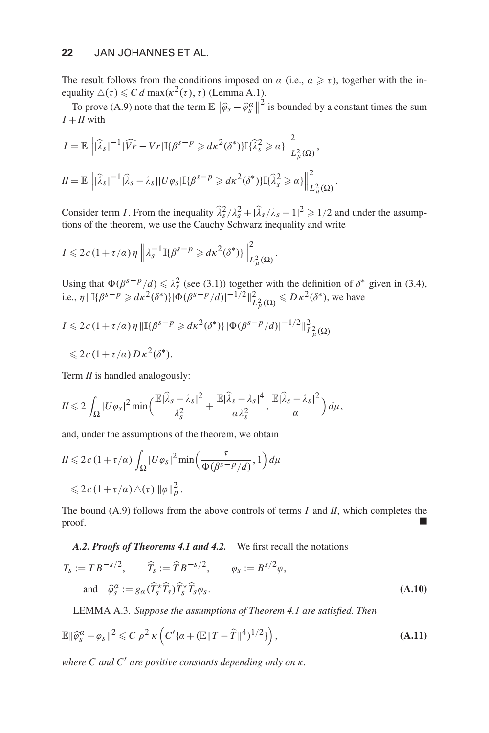The result follows from the conditions imposed on $\alpha$ (i.e., $\alpha \geqslant \tau$), together with the inequality $\triangle(\tau) \leqslant C\, d \max(\kappa^2(\tau), \tau)$ (Lemma A.1).

To prove (A.9) note that the term $\mathbb{E}\left\|\widehat{\varphi}_s - \widehat{\varphi}_s^\alpha\right\|^2$ is bounded by a constant times the sum $I + II$ with

$$I = \mathbb{E}\left\| |\widehat{\lambda}_s|^{-1} |\widehat{Vr} - Vr| \mathbb{I}\{\beta^{s-p} \geqslant d\kappa^2(\delta^*)\} \mathbb{I}\{\widehat{\lambda}_s^2 \geqslant \alpha\} \right\|_{L^2_\mu(\Omega)}^2,$$

$$II = \mathbb{E}\left\| |\widehat{\lambda}_s|^{-1} |\widehat{\lambda}_s - \lambda_s| |U\varphi_s| \mathbb{I}\{\beta^{s-p} \geqslant d\kappa^2(\delta^*)\} \mathbb{I}\{\widehat{\lambda}_s^2 \geqslant \alpha\} \right\|_{L^2_\mu(\Omega)}^2.$$

Consider term $I$. From the inequality $\widehat{\lambda}_s^2/\lambda_s^2 + |\widehat{\lambda}_s/\lambda_s - 1|^2 \geqslant 1/2$ and under the assumptions of the theorem, we use the Cauchy Schwarz inequality and write

$$I \leqslant 2c\,(1 + \tau/\alpha)\,\eta \left\| \lambda_s^{-1} \mathbb{I}\{\beta^{s-p} \geqslant d\kappa^2(\delta^*)\} \right\|_{L^2_\mu(\Omega)}^2.$$

Using that $\Phi(\beta^{s-p}/d) \leqslant \lambda_s^2$ (see (3.1)) together with the definition of $\delta^*$ given in (3.4), i.e., $\eta \|\mathbb{I}\{\beta^{s-p} \geqslant d\kappa^2(\delta^*)\}|\Phi(\beta^{s-p}/d)|^{-1/2}\|^2_{L^2_\mu(\Omega)} \leqslant D\kappa^2(\delta^*)$, we have

$$\begin{aligned} I &\leqslant 2c\,(1 + \tau/\alpha)\,\eta \, \|\mathbb{I}\{\beta^{s-p} \geqslant d\kappa^2(\delta^*)\}\,|\Phi(\beta^{s-p}/d)|^{-1/2}\|^2_{L^2_\mu(\Omega)} \\ &\leqslant 2c\,(1 + \tau/\alpha)\,D\kappa^2(\delta^*). \end{aligned}$$

Term $II$ is handled analogously:

$$II \leqslant 2 \int_\Omega |U\varphi_s|^2 \min\Big( \frac{\mathbb{E}|\widehat{\lambda}_s - \lambda_s|^2}{\lambda_s^2} + \frac{\mathbb{E}|\widehat{\lambda}_s - \lambda_s|^4}{\alpha \lambda_s^2}, \frac{\mathbb{E}|\widehat{\lambda}_s - \lambda_s|^2}{\alpha} \Big)\, d\mu,$$

and, under the assumptions of the theorem, we obtain

$$\begin{aligned} II &\leqslant 2c\,(1 + \tau/\alpha) \int_\Omega |U\varphi_s|^2 \min\Big( \frac{\tau}{\Phi(\beta^{s-p}/d)}, 1 \Big)\, d\mu \\ &\leqslant 2c\,(1 + \tau/\alpha)\,\triangle(\tau)\, \|\varphi\|_p^2. \end{aligned}$$

The bound (A.9) follows from the above controls of terms $I$ and $II$, which completes the proof. ■

***A.2. Proofs of Theorems 4.1 and 4.2.*** We first recall the notations

$$T_s := T B^{-s/2}, \qquad \widehat{T}_s := \widehat{T} B^{-s/2}, \qquad \varphi_s := B^{s/2}\varphi,$$
$$\text{and} \quad \widehat{\varphi}_s^\alpha := g_\alpha(\widehat{T}_s^\star \widehat{T}_s)\widehat{T}_s^\star \widehat{T}_s \varphi_s. \tag{A.10}$$

LEMMA A.3. *Suppose the assumptions of Theorem 4.1 are satisfied. Then*

$$\mathbb{E}\|\widehat{\varphi}_s^\alpha - \varphi_s\|^2 \leqslant C\,\rho^2\,\kappa\left( C'\{\alpha + (\mathbb{E}\|T - \widehat{T}\|^4)^{1/2}\} \right), \tag{A.11}$$

*where $C$ and $C'$ are positive constants depending only on $\kappa$.*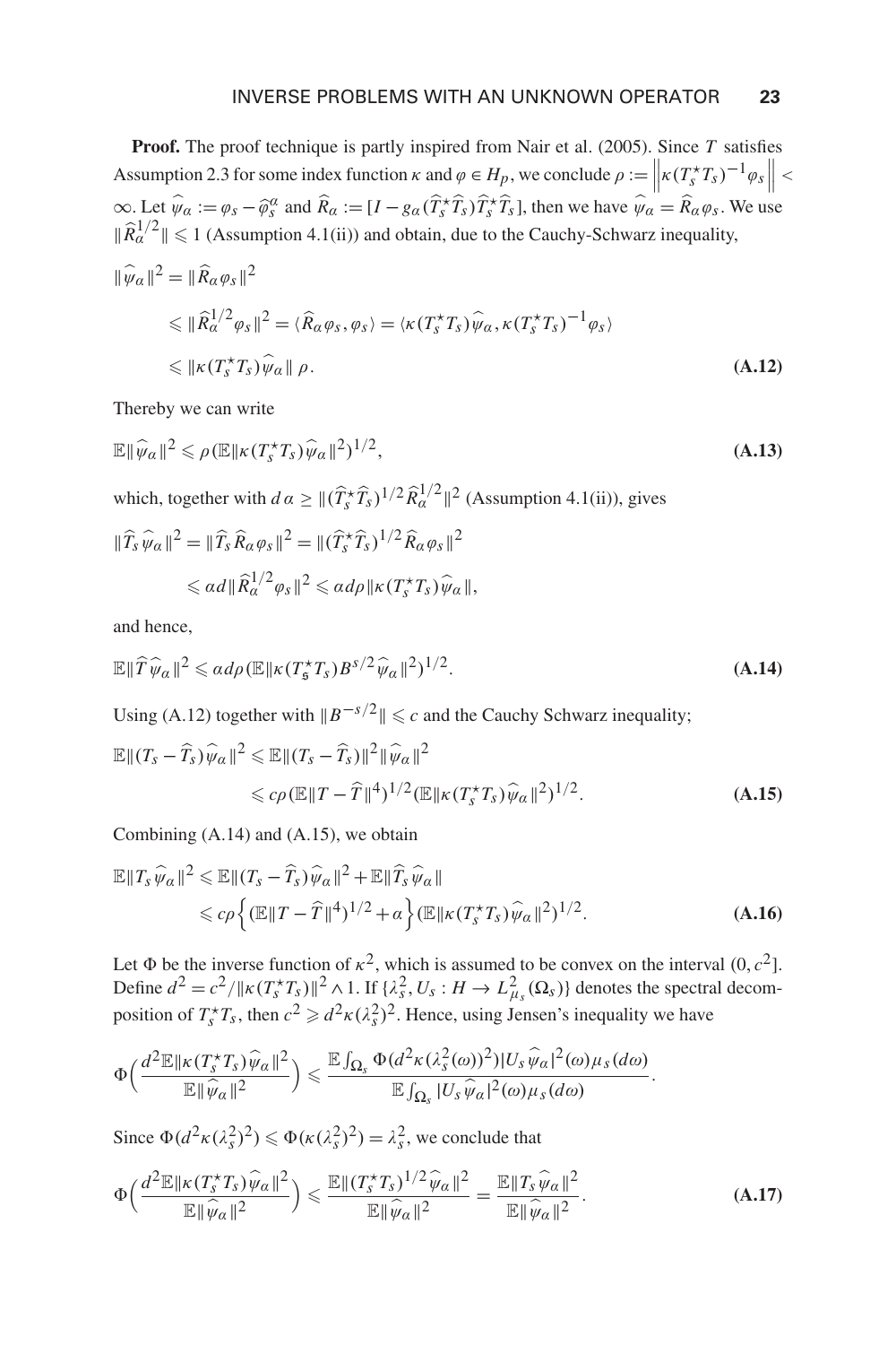**Proof.** The proof technique is partly inspired from Nair et al. (2005). Since $T$ satisfies Assumption 2.3 for some index function $\kappa$ and $\varphi \in H_p$, we conclude $\rho := \left\|\kappa(T_s^\star T_s)^{-1}\varphi_s\right\| < \infty$. Let $\widehat{\psi}_\alpha := \varphi_s - \widehat{\varphi}_s^\alpha$ and $\widehat{R}_\alpha := [I - g_\alpha(\widehat{T}_s^\star \widehat{T}_s)\widehat{T}_s^\star \widehat{T}_s]$, then we have $\widehat{\psi}_\alpha = \widehat{R}_\alpha \varphi_s$. We use $\|\widehat{R}_\alpha^{1/2}\| \leqslant 1$ (Assumption 4.1(ii)) and obtain, due to the Cauchy-Schwarz inequality,

$$
\begin{aligned}
\|\widehat{\psi}_\alpha\|^2 &= \|\widehat{R}_\alpha \varphi_s\|^2 \\
&\leqslant \|\widehat{R}_\alpha^{1/2}\varphi_s\|^2 = \langle \widehat{R}_\alpha \varphi_s, \varphi_s\rangle = \langle \kappa(T_s^\star T_s)\widehat{\psi}_\alpha, \kappa(T_s^\star T_s)^{-1}\varphi_s\rangle \\
&\leqslant \|\kappa(T_s^\star T_s)\widehat{\psi}_\alpha\|\,\rho.
\end{aligned} \tag{A.12}
$$

Thereby we can write

$$
\mathbb{E}\|\widehat{\psi}_\alpha\|^2 \leqslant \rho(\mathbb{E}\|\kappa(T_s^\star T_s)\widehat{\psi}_\alpha\|^2)^{1/2}, \tag{A.13}
$$

which, together with $d\alpha \geq \|(\widehat{T}_s^\star \widehat{T}_s)^{1/2}\widehat{R}_\alpha^{1/2}\|^2$ (Assumption 4.1(ii)), gives

$$
\begin{aligned}
\|\widehat{T}_s\widehat{\psi}_\alpha\|^2 &= \|\widehat{T}_s\widehat{R}_\alpha\varphi_s\|^2 = \|(\widehat{T}_s^\star\widehat{T}_s)^{1/2}\widehat{R}_\alpha\varphi_s\|^2 \\
&\leqslant \alpha d\|\widehat{R}_\alpha^{1/2}\varphi_s\|^2 \leqslant \alpha d\rho\|\kappa(T_s^\star T_s)\widehat{\psi}_\alpha\|,
\end{aligned}
$$

and hence,

$$
\mathbb{E}\|\widehat{T}\widehat{\psi}_\alpha\|^2 \leqslant \alpha d\rho(\mathbb{E}\|\kappa(T_s^\star T_s)B^{s/2}\widehat{\psi}_\alpha\|^2)^{1/2}. \tag{A.14}
$$

Using (A.12) together with $\|B^{-s/2}\| \leqslant c$ and the Cauchy Schwarz inequality;

$$
\begin{aligned}
\mathbb{E}\|(T_s - \widehat{T}_s)\widehat{\psi}_\alpha\|^2 &\leqslant \mathbb{E}\|(T_s - \widehat{T}_s)\|^2\|\widehat{\psi}_\alpha\|^2 \\
&\leqslant c\rho(\mathbb{E}\|T - \widehat{T}\|^4)^{1/2}(\mathbb{E}\|\kappa(T_s^\star T_s)\widehat{\psi}_\alpha\|^2)^{1/2}.
\end{aligned} \tag{A.15}
$$

Combining (A.14) and (A.15), we obtain

$$
\begin{aligned}
\mathbb{E}\|T_s\widehat{\psi}_\alpha\|^2 &\leqslant \mathbb{E}\|(T_s - \widehat{T}_s)\widehat{\psi}_\alpha\|^2 + \mathbb{E}\|\widehat{T}_s\widehat{\psi}_\alpha\| \\
&\leqslant c\rho\Big\{(\mathbb{E}\|T - \widehat{T}\|^4)^{1/2} + \alpha\Big\}(\mathbb{E}\|\kappa(T_s^\star T_s)\widehat{\psi}_\alpha\|^2)^{1/2}.
\end{aligned} \tag{A.16}
$$

Let $\Phi$ be the inverse function of $\kappa^2$, which is assumed to be convex on the interval $(0, c^2]$. Define $d^2 = c^2/\|\kappa(T_s^\star T_s)\|^2 \wedge 1$. If $\{\lambda_s^2, U_s : H \to L^2_{\mu_s}(\Omega_s)\}$ denotes the spectral decomposition of $T_s^\star T_s$, then $c^2 \geqslant d^2\kappa(\lambda_s^2)^2$. Hence, using Jensen's inequality we have

$$
\Phi\Big(\frac{d^2\mathbb{E}\|\kappa(T_s^\star T_s)\widehat{\psi}_\alpha\|^2}{\mathbb{E}\|\widehat{\psi}_\alpha\|^2}\Big) \leqslant \frac{\mathbb{E}\int_{\Omega_s}\Phi(d^2\kappa(\lambda_s^2(\omega))^2)|U_s\widehat{\psi}_\alpha|^2(\omega)\mu_s(d\omega)}{\mathbb{E}\int_{\Omega_s}|U_s\widehat{\psi}_\alpha|^2(\omega)\mu_s(d\omega)}.
$$

Since $\Phi(d^2\kappa(\lambda_s^2)^2) \leqslant \Phi(\kappa(\lambda_s^2)^2) = \lambda_s^2$, we conclude that

$$
\Phi\Big(\frac{d^2\mathbb{E}\|\kappa(T_s^\star T_s)\widehat{\psi}_\alpha\|^2}{\mathbb{E}\|\widehat{\psi}_\alpha\|^2}\Big) \leqslant \frac{\mathbb{E}\|(T_s^\star T_s)^{1/2}\widehat{\psi}_\alpha\|^2}{\mathbb{E}\|\widehat{\psi}_\alpha\|^2} = \frac{\mathbb{E}\|T_s\widehat{\psi}_\alpha\|^2}{\mathbb{E}\|\widehat{\psi}_\alpha\|^2}. \tag{A.17}
$$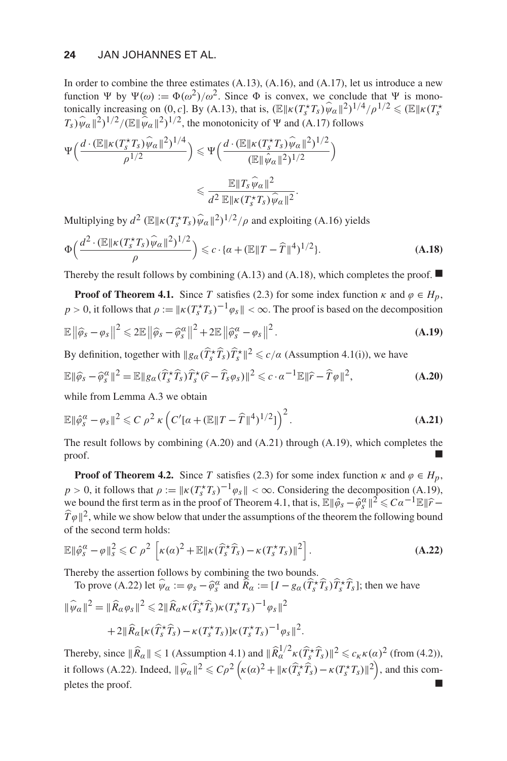In order to combine the three estimates (A.13), (A.16), and (A.17), let us introduce a new function $\Psi$ by $\Psi(\omega) := \Phi(\omega^2)/\omega^2$. Since $\Phi$ is convex, we conclude that $\Psi$ is monotonically increasing on $(0, c]$. By (A.13), that is, $(\mathbb{E}\|\kappa(T_s^\star T_s)\widehat{\psi}_\alpha\|^2)^{1/4}/\rho^{1/2} \leqslant (\mathbb{E}\|\kappa(T_s^\star T_s)\widehat{\psi}_\alpha\|^2)^{1/2}/(\mathbb{E}\|\widehat{\psi}_\alpha\|^2)^{1/2}$, the monotonicity of $\Psi$ and (A.17) follows

$$\Psi\Big(\frac{d \cdot (\mathbb{E}\|\kappa(T_s^\star T_s)\widehat{\psi}_\alpha\|^2)^{1/4}}{\rho^{1/2}}\Big) \leqslant \Psi\Big(\frac{d \cdot (\mathbb{E}\|\kappa(T_s^\star T_s)\widehat{\psi}_\alpha\|^2)^{1/2}}{(\mathbb{E}\|\hat{\psi}_\alpha\|^2)^{1/2}}\Big)$$

$$\leqslant \frac{\mathbb{E}\|T_s\widehat{\psi}_\alpha\|^2}{d^2\, \mathbb{E}\|\kappa(T_s^\star T_s)\widehat{\psi}_\alpha\|^2}.$$

Multiplying by $d^2\, (\mathbb{E}\|\kappa(T_s^\star T_s)\widehat{\psi}_\alpha\|^2)^{1/2}/\rho$ and exploiting (A.16) yields

$$\Phi\Big(\frac{d^2 \cdot (\mathbb{E}\|\kappa(T_s^\star T_s)\widehat{\psi}_\alpha\|^2)^{1/2}}{\rho}\Big) \leqslant c \cdot \{\alpha + (\mathbb{E}\|T - \widehat{T}\|^4)^{1/2}\}. \tag{A.18}$$

Thereby the result follows by combining (A.13) and (A.18), which completes the proof. ■

**Proof of Theorem 4.1.** Since $T$ satisfies (2.3) for some index function $\kappa$ and $\varphi \in H_p$, $p > 0$, it follows that $\rho := \|\kappa(T_s^\star T_s)^{-1}\varphi_s\| < \infty$. The proof is based on the decomposition

$$\mathbb{E}\left\|\widehat{\varphi}_s - \varphi_s\right\|^2 \leqslant 2\mathbb{E}\left\|\widehat{\varphi}_s - \widehat{\varphi}_s^\alpha\right\|^2 + 2\mathbb{E}\left\|\widehat{\varphi}_s^\alpha - \varphi_s\right\|^2. \tag{A.19}$$

By definition, together with $\|g_\alpha(\widehat{T}_s^\star \widehat{T}_s)\widehat{T}_s^\star\|^2 \leqslant c/\alpha$ (Assumption 4.1(i)), we have

$$\mathbb{E}\|\widehat{\varphi}_s - \widehat{\varphi}_s^\alpha\|^2 = \mathbb{E}\|g_\alpha(\widehat{T}_s^\star \widehat{T}_s)\widehat{T}_s^\star(\widehat{r} - \widehat{T}_s\varphi_s)\|^2 \leqslant c \cdot \alpha^{-1}\mathbb{E}\|\widehat{r} - \widehat{T}\varphi\|^2, \tag{A.20}$$

while from Lemma A.3 we obtain

$$\mathbb{E}\|\hat{\varphi}_s^\alpha - \varphi_s\|^2 \leqslant C\, \rho^2\, \kappa\left(C'[\alpha + (\mathbb{E}\|T - \widehat{T}\|^4)^{1/2}]\right)^2. \tag{A.21}$$

The result follows by combining (A.20) and (A.21) through (A.19), which completes the proof. ■

**Proof of Theorem 4.2.** Since $T$ satisfies (2.3) for some index function $\kappa$ and $\varphi \in H_p$, $p > 0$, it follows that $\rho := \|\kappa(T_s^\star T_s)^{-1}\varphi_s\| < \infty$. Considering the decomposition (A.19), we bound the first term as in the proof of Theorem 4.1, that is, $\mathbb{E}\|\hat{\varphi}_s - \hat{\varphi}_s^\alpha\|^2 \leqslant C\alpha^{-1}\mathbb{E}\|\widehat{r} - \widehat{T}\varphi\|^2$, while we show below that under the assumptions of the theorem the following bound of the second term holds:

$$\mathbb{E}\|\hat{\varphi}_s^\alpha - \varphi\|_s^2 \leqslant C\, \rho^2\, \left[\kappa(\alpha)^2 + \mathbb{E}\|\kappa(\widehat{T}_s^\star \widehat{T}_s) - \kappa(T_s^\star T_s)\|^2\right]. \tag{A.22}$$

Thereby the assertion follows by combining the two bounds.

To prove (A.22) let $\widehat{\psi}_\alpha := \varphi_s - \widehat{\varphi}_s^\alpha$ and $\widehat{R}_\alpha := [I - g_\alpha(\widehat{T}_s^\star \widehat{T}_s)\widehat{T}_s^\star \widehat{T}_s]$; then we have

$$\|\widehat{\psi}_\alpha\|^2 = \|\widehat{R}_\alpha\varphi_s\|^2 \leqslant 2\|\widehat{R}_\alpha\kappa(\widehat{T}_s^\star \widehat{T}_s)\kappa(T_s^\star T_s)^{-1}\varphi_s\|^2$$

$$+ 2\|\widehat{R}_\alpha[\kappa(\widehat{T}_s^\star \widehat{T}_s) - \kappa(T_s^\star T_s)]\kappa(T_s^\star T_s)^{-1}\varphi_s\|^2.$$

Thereby, since $\|\widehat{R}_\alpha\| \leqslant 1$ (Assumption 4.1) and $\|\widehat{R}_\alpha^{1/2}\kappa(\widehat{T}_s^\star \widehat{T}_s)\|^2 \leqslant c_\kappa\kappa(\alpha)^2$ (from (4.2)), it follows (A.22). Indeed, $\|\widehat{\psi}_\alpha\|^2 \leqslant C\rho^2\left(\kappa(\alpha)^2 + \|\kappa(\widehat{T}_s^\star \widehat{T}_s) - \kappa(T_s^\star T_s)\|^2\right)$, and this completes the proof. ■